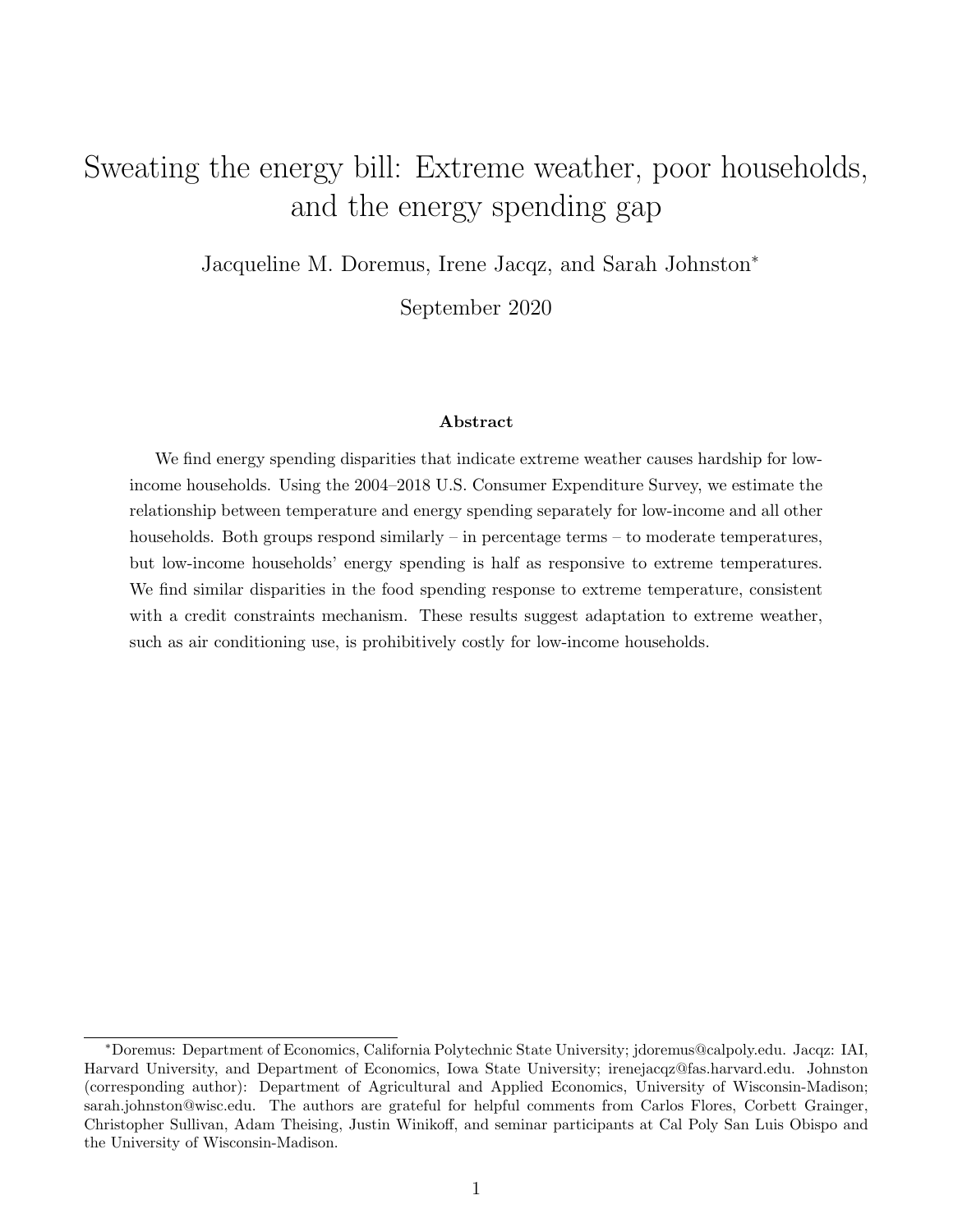# Sweating the energy bill: Extreme weather, poor households, and the energy spending gap

Jacqueline M. Doremus, Irene Jacqz, and Sarah Johnston*

September 2020

### Abstract

We find energy spending disparities that indicate extreme weather causes hardship for low-income households. Using the 2004–2018 U.S. Consumer Expenditure Survey, we estimate the relationship between temperature and energy spending separately for low-income and all other households. Both groups respond similarly – in percentage terms – to moderate temperatures, but low-income households' energy spending is half as responsive to extreme temperatures. We find similar disparities in the food spending response to extreme temperature, consistent with a credit constraints mechanism. These results suggest adaptation to extreme weather, such as air conditioning use, is prohibitively costly for low-income households.

---

*Doremus: Department of Economics, California Polytechnic State University; jdoremus@calpoly.edu. Jacqz: IAI, Harvard University, and Department of Economics, Iowa State University; irenejacqz@fas.harvard.edu. Johnston (corresponding author): Department of Agricultural and Applied Economics, University of Wisconsin-Madison; sarah.johnston@wisc.edu. The authors are grateful for helpful comments from Carlos Flores, Corbett Grainger, Christopher Sullivan, Adam Theising, Justin Winikoff, and seminar participants at Cal Poly San Luis Obispo and the University of Wisconsin-Madison.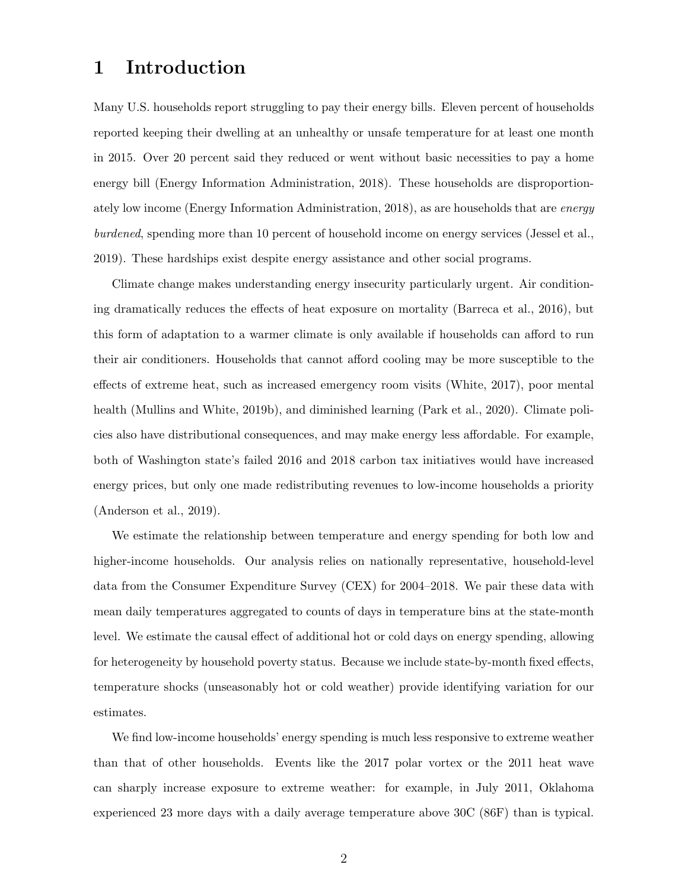# 1 Introduction

Many U.S. households report struggling to pay their energy bills. Eleven percent of households reported keeping their dwelling at an unhealthy or unsafe temperature for at least one month in 2015. Over 20 percent said they reduced or went without basic necessities to pay a home energy bill (Energy Information Administration, 2018). These households are disproportionately low income (Energy Information Administration, 2018), as are households that are *energy burdened*, spending more than 10 percent of household income on energy services (Jessel et al., 2019). These hardships exist despite energy assistance and other social programs.

Climate change makes understanding energy insecurity particularly urgent. Air conditioning dramatically reduces the effects of heat exposure on mortality (Barreca et al., 2016), but this form of adaptation to a warmer climate is only available if households can afford to run their air conditioners. Households that cannot afford cooling may be more susceptible to the effects of extreme heat, such as increased emergency room visits (White, 2017), poor mental health (Mullins and White, 2019b), and diminished learning (Park et al., 2020). Climate policies also have distributional consequences, and may make energy less affordable. For example, both of Washington state's failed 2016 and 2018 carbon tax initiatives would have increased energy prices, but only one made redistributing revenues to low-income households a priority (Anderson et al., 2019).

We estimate the relationship between temperature and energy spending for both low and higher-income households. Our analysis relies on nationally representative, household-level data from the Consumer Expenditure Survey (CEX) for 2004–2018. We pair these data with mean daily temperatures aggregated to counts of days in temperature bins at the state-month level. We estimate the causal effect of additional hot or cold days on energy spending, allowing for heterogeneity by household poverty status. Because we include state-by-month fixed effects, temperature shocks (unseasonably hot or cold weather) provide identifying variation for our estimates.

We find low-income households' energy spending is much less responsive to extreme weather than that of other households. Events like the 2017 polar vortex or the 2011 heat wave can sharply increase exposure to extreme weather: for example, in July 2011, Oklahoma experienced 23 more days with a daily average temperature above 30C (86F) than is typical.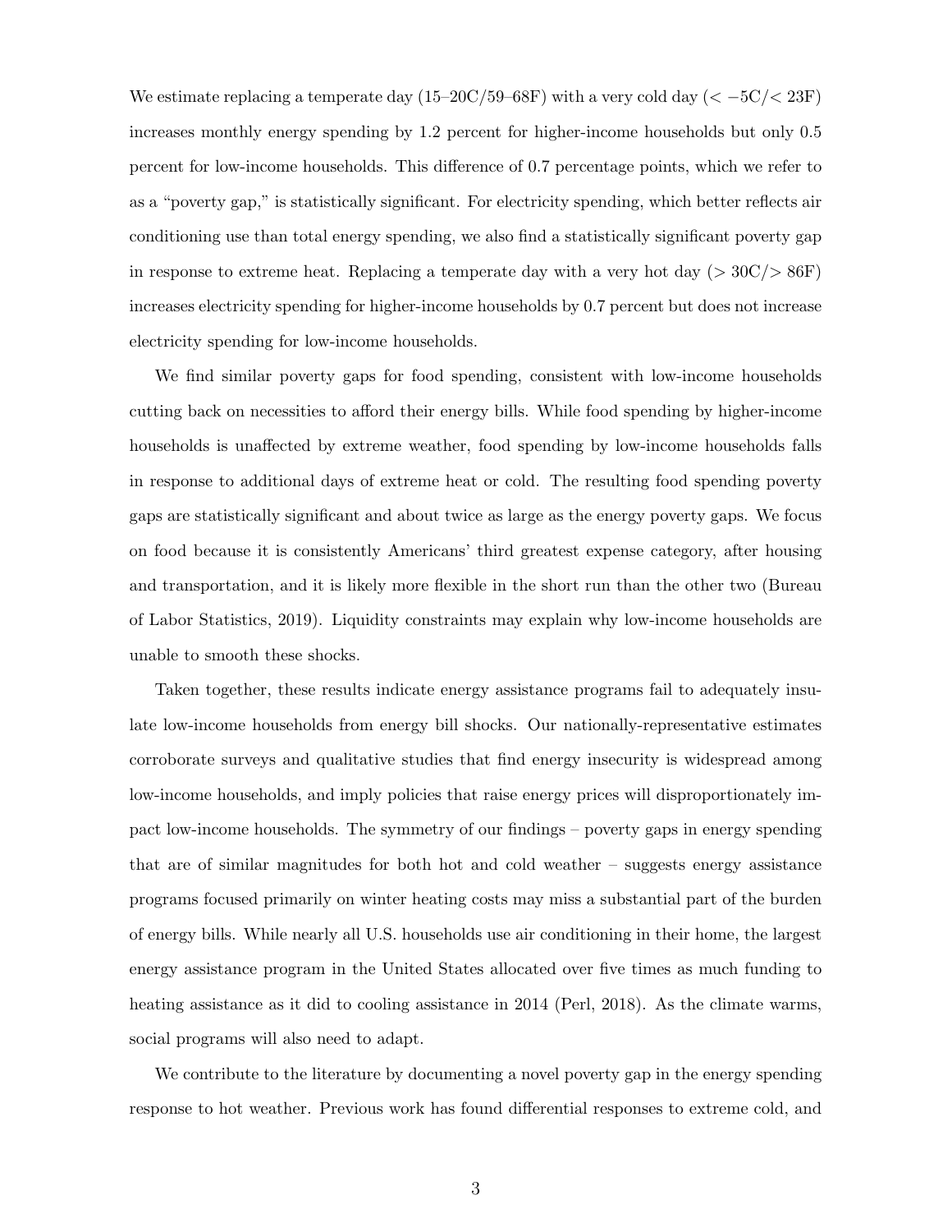We estimate replacing a temperate day (15–20C/59–68F) with a very cold day ($< -5$C/$<$ 23F) increases monthly energy spending by 1.2 percent for higher-income households but only 0.5 percent for low-income households. This difference of 0.7 percentage points, which we refer to as a "poverty gap," is statistically significant. For electricity spending, which better reflects air conditioning use than total energy spending, we also find a statistically significant poverty gap in response to extreme heat. Replacing a temperate day with a very hot day ($>$ 30C/$>$ 86F) increases electricity spending for higher-income households by 0.7 percent but does not increase electricity spending for low-income households.

We find similar poverty gaps for food spending, consistent with low-income households cutting back on necessities to afford their energy bills. While food spending by higher-income households is unaffected by extreme weather, food spending by low-income households falls in response to additional days of extreme heat or cold. The resulting food spending poverty gaps are statistically significant and about twice as large as the energy poverty gaps. We focus on food because it is consistently Americans' third greatest expense category, after housing and transportation, and it is likely more flexible in the short run than the other two (Bureau of Labor Statistics, 2019). Liquidity constraints may explain why low-income households are unable to smooth these shocks.

Taken together, these results indicate energy assistance programs fail to adequately insulate low-income households from energy bill shocks. Our nationally-representative estimates corroborate surveys and qualitative studies that find energy insecurity is widespread among low-income households, and imply policies that raise energy prices will disproportionately impact low-income households. The symmetry of our findings – poverty gaps in energy spending that are of similar magnitudes for both hot and cold weather – suggests energy assistance programs focused primarily on winter heating costs may miss a substantial part of the burden of energy bills. While nearly all U.S. households use air conditioning in their home, the largest energy assistance program in the United States allocated over five times as much funding to heating assistance as it did to cooling assistance in 2014 (Perl, 2018). As the climate warms, social programs will also need to adapt.

We contribute to the literature by documenting a novel poverty gap in the energy spending response to hot weather. Previous work has found differential responses to extreme cold, and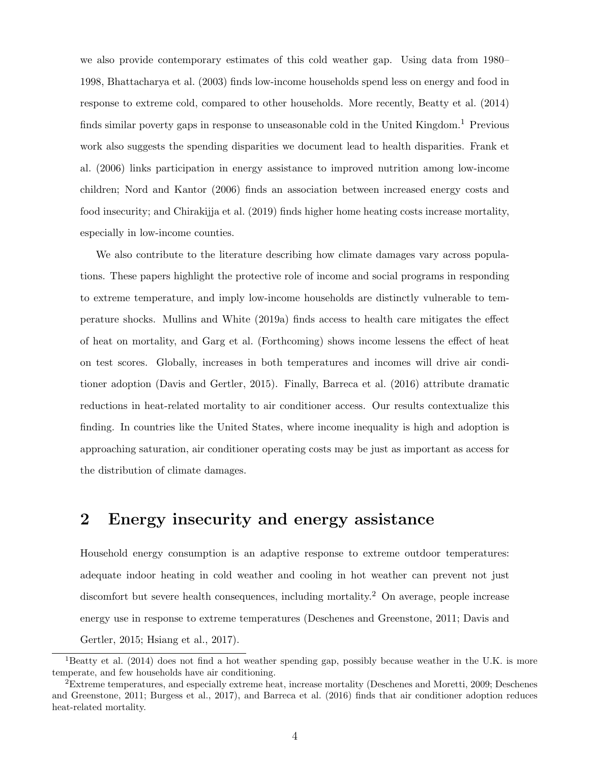we also provide contemporary estimates of this cold weather gap. Using data from 1980–1998, Bhattacharya et al. (2003) finds low-income households spend less on energy and food in response to extreme cold, compared to other households. More recently, Beatty et al. (2014) finds similar poverty gaps in response to unseasonable cold in the United Kingdom.[1] Previous work also suggests the spending disparities we document lead to health disparities. Frank et al. (2006) links participation in energy assistance to improved nutrition among low-income children; Nord and Kantor (2006) finds an association between increased energy costs and food insecurity; and Chirakijja et al. (2019) finds higher home heating costs increase mortality, especially in low-income counties.

We also contribute to the literature describing how climate damages vary across populations. These papers highlight the protective role of income and social programs in responding to extreme temperature, and imply low-income households are distinctly vulnerable to temperature shocks. Mullins and White (2019a) finds access to health care mitigates the effect of heat on mortality, and Garg et al. (Forthcoming) shows income lessens the effect of heat on test scores. Globally, increases in both temperatures and incomes will drive air conditioner adoption (Davis and Gertler, 2015). Finally, Barreca et al. (2016) attribute dramatic reductions in heat-related mortality to air conditioner access. Our results contextualize this finding. In countries like the United States, where income inequality is high and adoption is approaching saturation, air conditioner operating costs may be just as important as access for the distribution of climate damages.

## 2 Energy insecurity and energy assistance

Household energy consumption is an adaptive response to extreme outdoor temperatures: adequate indoor heating in cold weather and cooling in hot weather can prevent not just discomfort but severe health consequences, including mortality.[2] On average, people increase energy use in response to extreme temperatures (Deschenes and Greenstone, 2011; Davis and Gertler, 2015; Hsiang et al., 2017).

[1] Beatty et al. (2014) does not find a hot weather spending gap, possibly because weather in the U.K. is more temperate, and few households have air conditioning.

[2] Extreme temperatures, and especially extreme heat, increase mortality (Deschenes and Moretti, 2009; Deschenes and Greenstone, 2011; Burgess et al., 2017), and Barreca et al. (2016) finds that air conditioner adoption reduces heat-related mortality.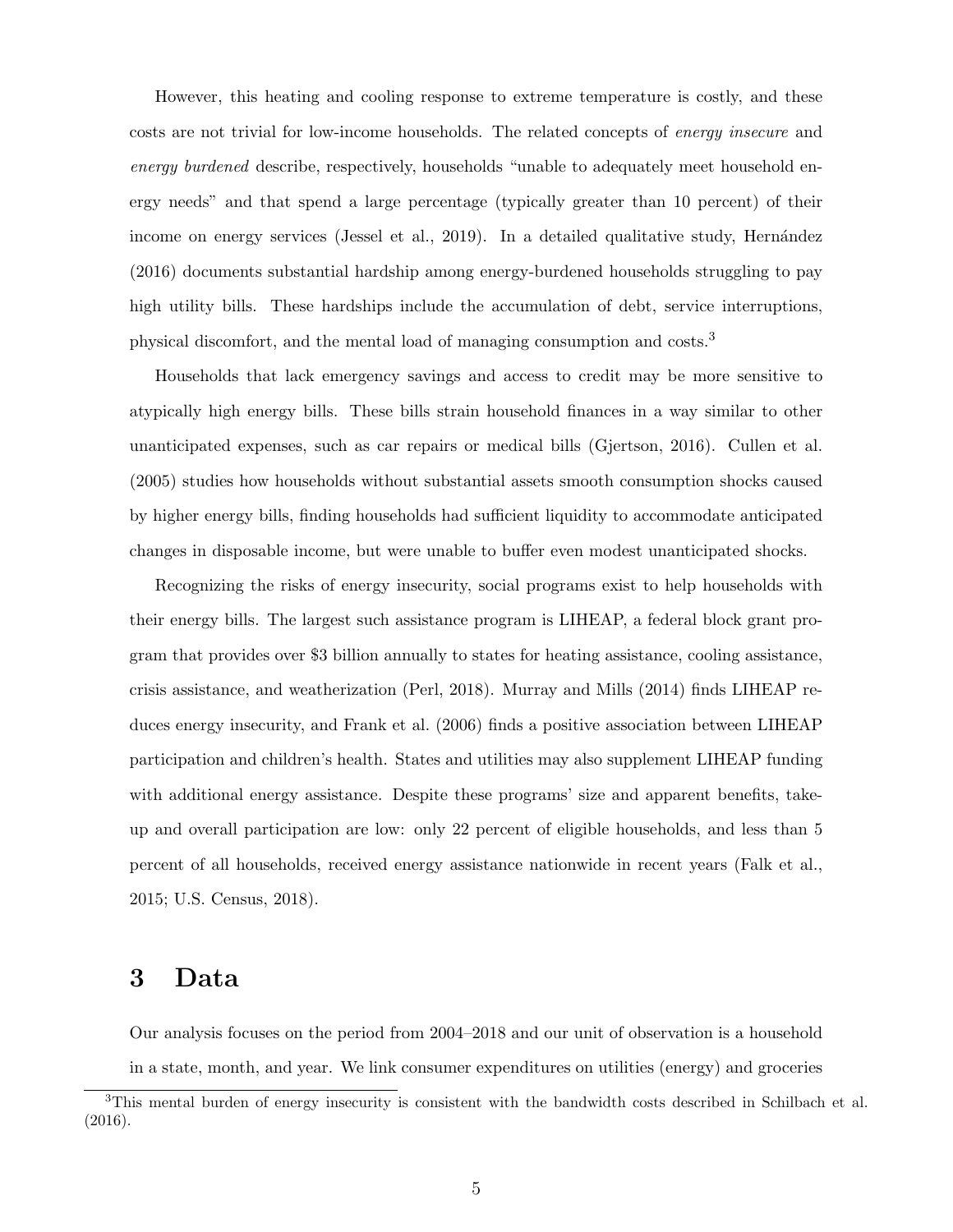However, this heating and cooling response to extreme temperature is costly, and these costs are not trivial for low-income households. The related concepts of *energy insecure* and *energy burdened* describe, respectively, households "unable to adequately meet household energy needs" and that spend a large percentage (typically greater than 10 percent) of their income on energy services (Jessel et al., 2019). In a detailed qualitative study, Hernández (2016) documents substantial hardship among energy-burdened households struggling to pay high utility bills. These hardships include the accumulation of debt, service interruptions, physical discomfort, and the mental load of managing consumption and costs.[3]

Households that lack emergency savings and access to credit may be more sensitive to atypically high energy bills. These bills strain household finances in a way similar to other unanticipated expenses, such as car repairs or medical bills (Gjertson, 2016). Cullen et al. (2005) studies how households without substantial assets smooth consumption shocks caused by higher energy bills, finding households had sufficient liquidity to accommodate anticipated changes in disposable income, but were unable to buffer even modest unanticipated shocks.

Recognizing the risks of energy insecurity, social programs exist to help households with their energy bills. The largest such assistance program is LIHEAP, a federal block grant program that provides over $3 billion annually to states for heating assistance, cooling assistance, crisis assistance, and weatherization (Perl, 2018). Murray and Mills (2014) finds LIHEAP reduces energy insecurity, and Frank et al. (2006) finds a positive association between LIHEAP participation and children's health. States and utilities may also supplement LIHEAP funding with additional energy assistance. Despite these programs' size and apparent benefits, take-up and overall participation are low: only 22 percent of eligible households, and less than 5 percent of all households, received energy assistance nationwide in recent years (Falk et al., 2015; U.S. Census, 2018).

# 3 Data

Our analysis focuses on the period from 2004–2018 and our unit of observation is a household in a state, month, and year. We link consumer expenditures on utilities (energy) and groceries

[3] This mental burden of energy insecurity is consistent with the bandwidth costs described in Schilbach et al. (2016).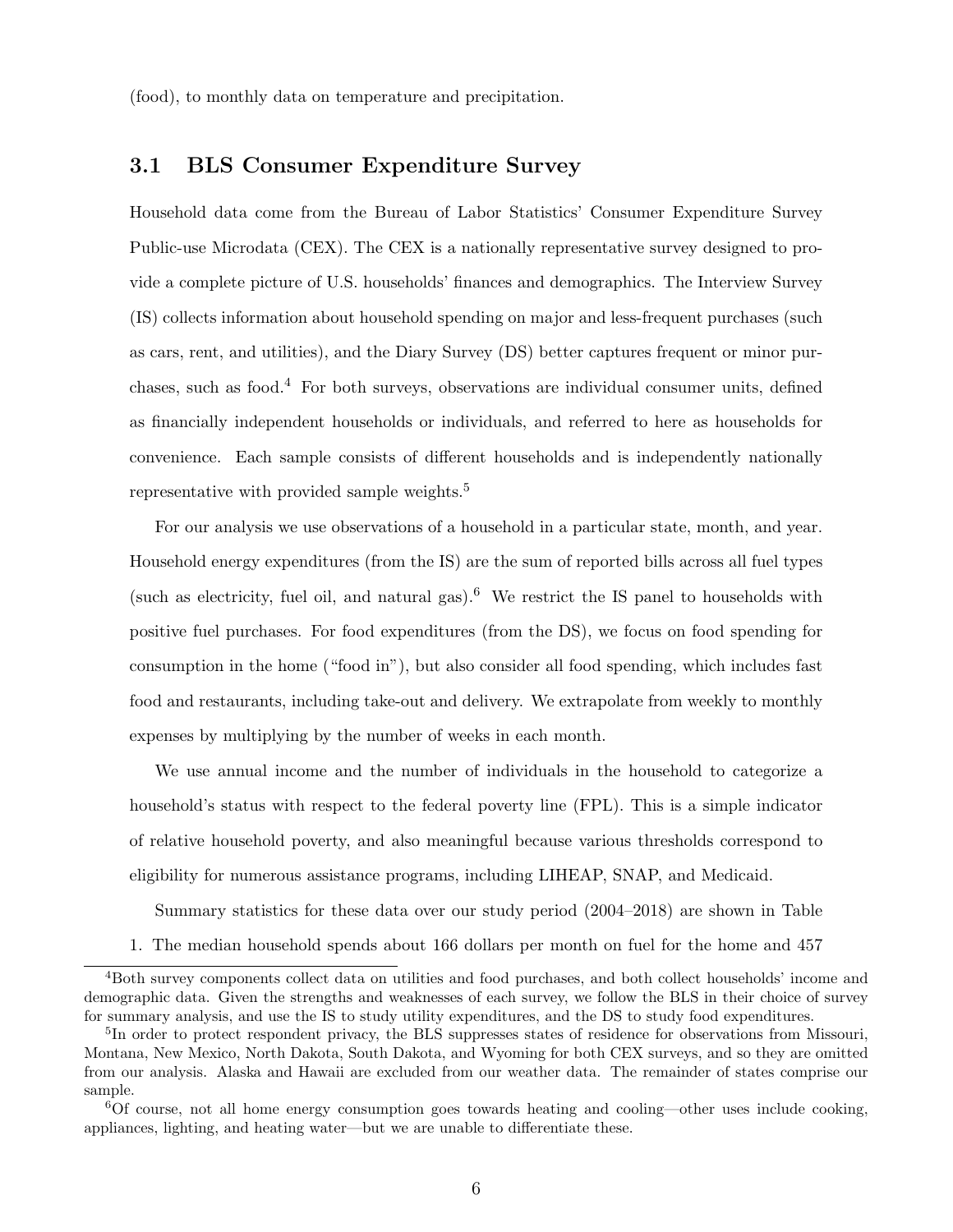(food), to monthly data on temperature and precipitation.

## 3.1 BLS Consumer Expenditure Survey

Household data come from the Bureau of Labor Statistics' Consumer Expenditure Survey Public-use Microdata (CEX). The CEX is a nationally representative survey designed to provide a complete picture of U.S. households' finances and demographics. The Interview Survey (IS) collects information about household spending on major and less-frequent purchases (such as cars, rent, and utilities), and the Diary Survey (DS) better captures frequent or minor purchases, such as food.[4] For both surveys, observations are individual consumer units, defined as financially independent households or individuals, and referred to here as households for convenience. Each sample consists of different households and is independently nationally representative with provided sample weights.[5]

For our analysis we use observations of a household in a particular state, month, and year. Household energy expenditures (from the IS) are the sum of reported bills across all fuel types (such as electricity, fuel oil, and natural gas).[6] We restrict the IS panel to households with positive fuel purchases. For food expenditures (from the DS), we focus on food spending for consumption in the home ("food in"), but also consider all food spending, which includes fast food and restaurants, including take-out and delivery. We extrapolate from weekly to monthly expenses by multiplying by the number of weeks in each month.

We use annual income and the number of individuals in the household to categorize a household's status with respect to the federal poverty line (FPL). This is a simple indicator of relative household poverty, and also meaningful because various thresholds correspond to eligibility for numerous assistance programs, including LIHEAP, SNAP, and Medicaid.

Summary statistics for these data over our study period (2004–2018) are shown in Table 1. The median household spends about 166 dollars per month on fuel for the home and 457

---

[4] Both survey components collect data on utilities and food purchases, and both collect households' income and demographic data. Given the strengths and weaknesses of each survey, we follow the BLS in their choice of survey for summary analysis, and use the IS to study utility expenditures, and the DS to study food expenditures.

[5] In order to protect respondent privacy, the BLS suppresses states of residence for observations from Missouri, Montana, New Mexico, North Dakota, South Dakota, and Wyoming for both CEX surveys, and so they are omitted from our analysis. Alaska and Hawaii are excluded from our weather data. The remainder of states comprise our sample.

[6] Of course, not all home energy consumption goes towards heating and cooling—other uses include cooking, appliances, lighting, and heating water—but we are unable to differentiate these.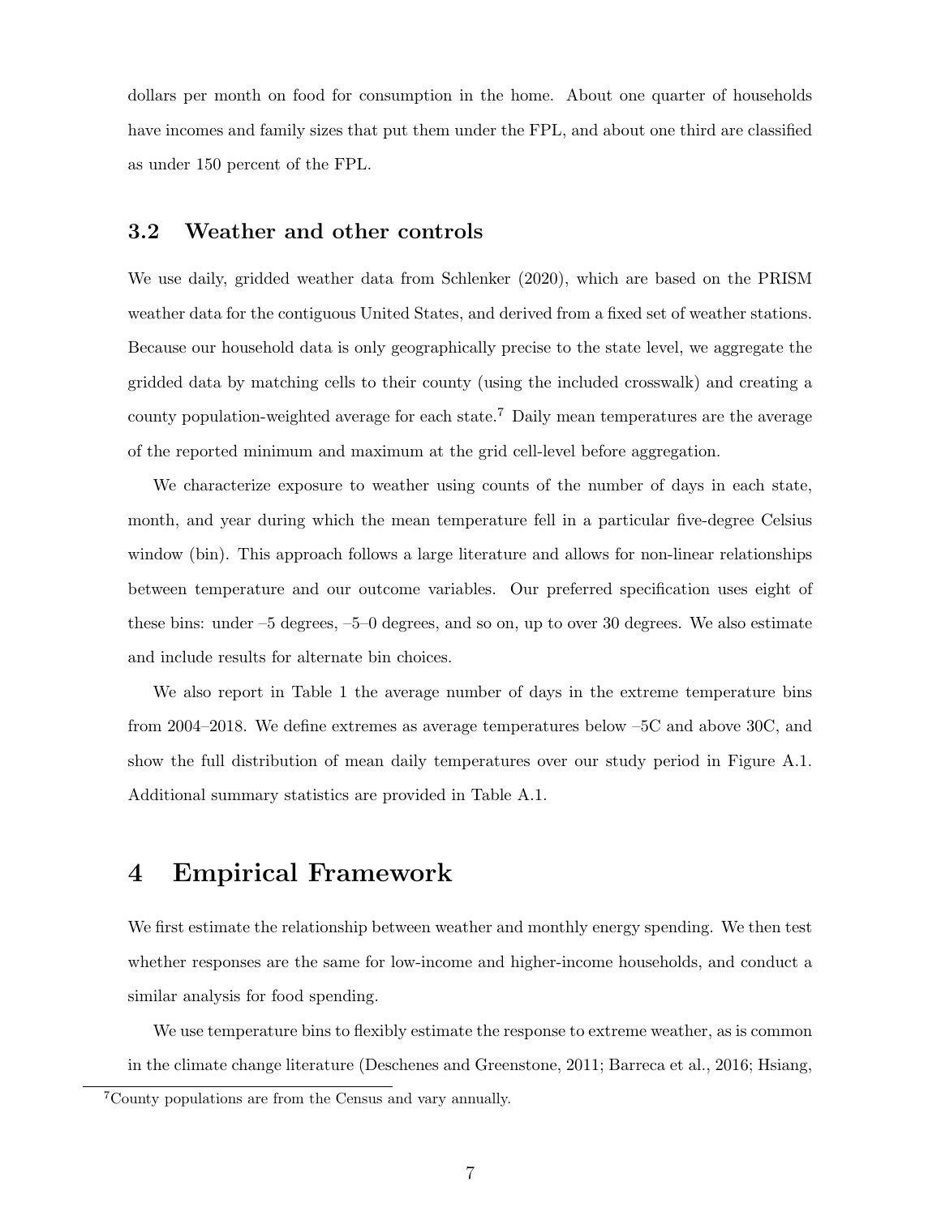dollars per month on food for consumption in the home. About one quarter of households have incomes and family sizes that put them under the FPL, and about one third are classified as under 150 percent of the FPL.

### 3.2 Weather and other controls

We use daily, gridded weather data from Schlenker (2020), which are based on the PRISM weather data for the contiguous United States, and derived from a fixed set of weather stations. Because our household data is only geographically precise to the state level, we aggregate the gridded data by matching cells to their county (using the included crosswalk) and creating a county population-weighted average for each state.[7] Daily mean temperatures are the average of the reported minimum and maximum at the grid cell-level before aggregation.

We characterize exposure to weather using counts of the number of days in each state, month, and year during which the mean temperature fell in a particular five-degree Celsius window (bin). This approach follows a large literature and allows for non-linear relationships between temperature and our outcome variables. Our preferred specification uses eight of these bins: under –5 degrees, –5–0 degrees, and so on, up to over 30 degrees. We also estimate and include results for alternate bin choices.

We also report in Table 1 the average number of days in the extreme temperature bins from 2004–2018. We define extremes as average temperatures below –5C and above 30C, and show the full distribution of mean daily temperatures over our study period in Figure A.1. Additional summary statistics are provided in Table A.1.

## 4 Empirical Framework

We first estimate the relationship between weather and monthly energy spending. We then test whether responses are the same for low-income and higher-income households, and conduct a similar analysis for food spending.

We use temperature bins to flexibly estimate the response to extreme weather, as is common in the climate change literature (Deschenes and Greenstone, 2011; Barreca et al., 2016; Hsiang,

[7] County populations are from the Census and vary annually.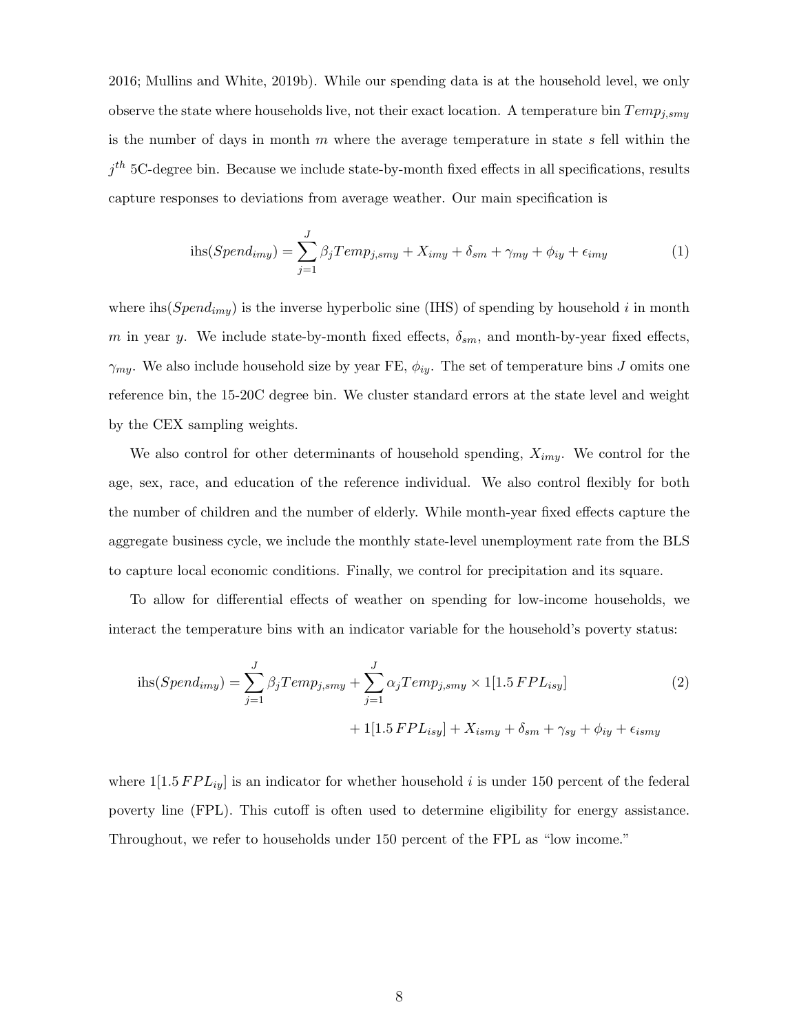2016; Mullins and White, 2019b). While our spending data is at the household level, we only observe the state where households live, not their exact location. A temperature bin $Temp_{j,smy}$ is the number of days in month $m$ where the average temperature in state $s$ fell within the $j^{th}$ 5C-degree bin. Because we include state-by-month fixed effects in all specifications, results capture responses to deviations from average weather. Our main specification is

$$\text{ihs}(Spend_{imy}) = \sum_{j=1}^{J} \beta_j Temp_{j,smy} + X_{imy} + \delta_{sm} + \gamma_{my} + \phi_{iy} + \epsilon_{imy} \tag{1}$$

where $\text{ihs}(Spend_{imy})$ is the inverse hyperbolic sine (IHS) of spending by household $i$ in month $m$ in year $y$. We include state-by-month fixed effects, $\delta_{sm}$, and month-by-year fixed effects, $\gamma_{my}$. We also include household size by year FE, $\phi_{iy}$. The set of temperature bins $J$ omits one reference bin, the 15-20C degree bin. We cluster standard errors at the state level and weight by the CEX sampling weights.

We also control for other determinants of household spending, $X_{imy}$. We control for the age, sex, race, and education of the reference individual. We also control flexibly for both the number of children and the number of elderly. While month-year fixed effects capture the aggregate business cycle, we include the monthly state-level unemployment rate from the BLS to capture local economic conditions. Finally, we control for precipitation and its square.

To allow for differential effects of weather on spending for low-income households, we interact the temperature bins with an indicator variable for the household's poverty status:

$$\begin{aligned} \text{ihs}(Spend_{imy}) = \sum_{j=1}^{J} \beta_j Temp_{j,smy} + \sum_{j=1}^{J} \alpha_j Temp_{j,smy} \times 1[1.5\, FPL_{isy}] \\ + 1[1.5\, FPL_{isy}] + X_{ismy} + \delta_{sm} + \gamma_{sy} + \phi_{iy} + \epsilon_{ismy} \end{aligned} \tag{2}$$

where $1[1.5\, FPL_{iy}]$ is an indicator for whether household $i$ is under 150 percent of the federal poverty line (FPL). This cutoff is often used to determine eligibility for energy assistance. Throughout, we refer to households under 150 percent of the FPL as "low income."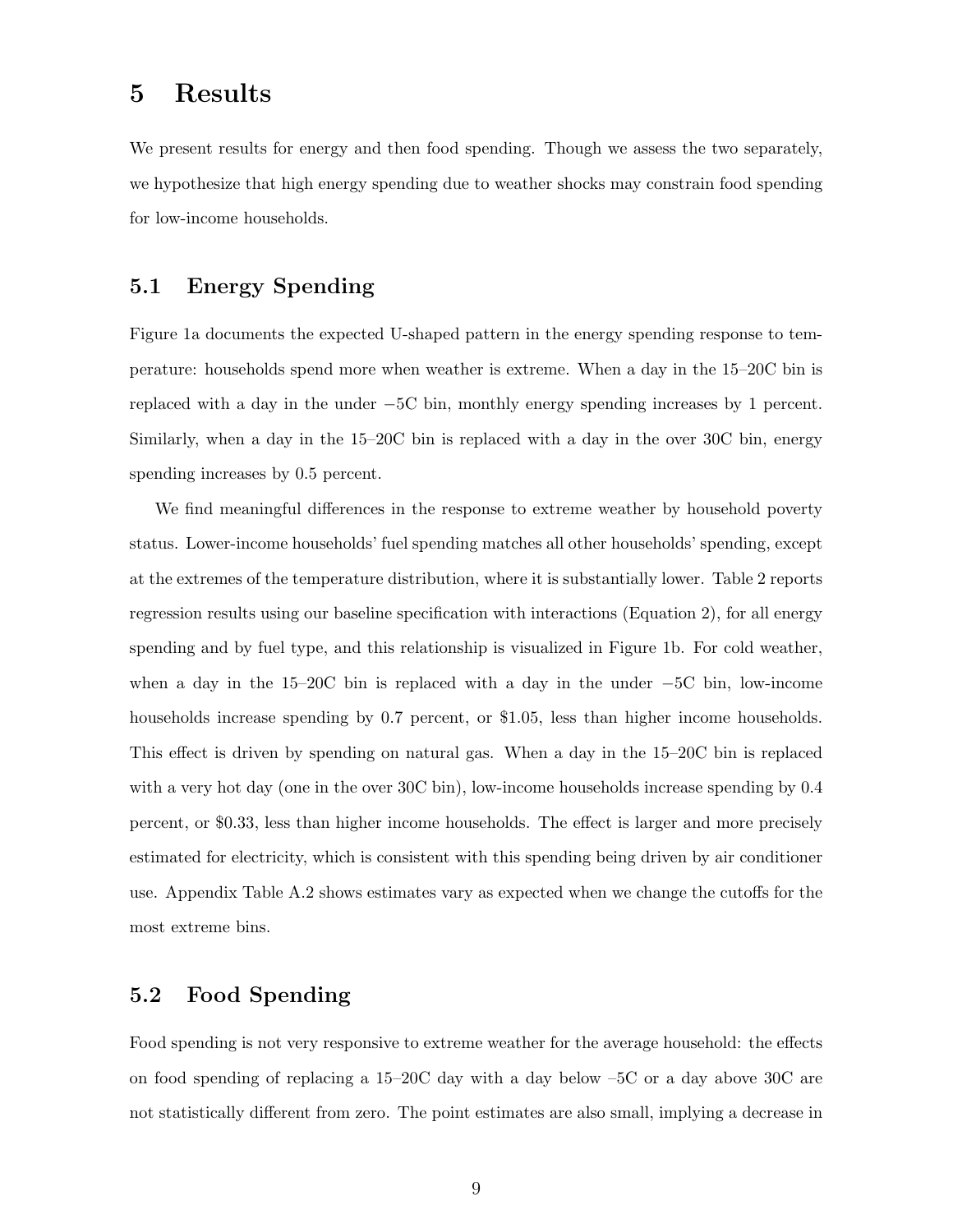# 5 Results

We present results for energy and then food spending. Though we assess the two separately, we hypothesize that high energy spending due to weather shocks may constrain food spending for low-income households.

## 5.1 Energy Spending

Figure 1a documents the expected U-shaped pattern in the energy spending response to temperature: households spend more when weather is extreme. When a day in the 15–20C bin is replaced with a day in the under −5C bin, monthly energy spending increases by 1 percent. Similarly, when a day in the 15–20C bin is replaced with a day in the over 30C bin, energy spending increases by 0.5 percent.

We find meaningful differences in the response to extreme weather by household poverty status. Lower-income households' fuel spending matches all other households' spending, except at the extremes of the temperature distribution, where it is substantially lower. Table 2 reports regression results using our baseline specification with interactions (Equation 2), for all energy spending and by fuel type, and this relationship is visualized in Figure 1b. For cold weather, when a day in the 15–20C bin is replaced with a day in the under −5C bin, low-income households increase spending by 0.7 percent, or $1.05, less than higher income households. This effect is driven by spending on natural gas. When a day in the 15–20C bin is replaced with a very hot day (one in the over 30C bin), low-income households increase spending by 0.4 percent, or $0.33, less than higher income households. The effect is larger and more precisely estimated for electricity, which is consistent with this spending being driven by air conditioner use. Appendix Table A.2 shows estimates vary as expected when we change the cutoffs for the most extreme bins.

## 5.2 Food Spending

Food spending is not very responsive to extreme weather for the average household: the effects on food spending of replacing a 15–20C day with a day below –5C or a day above 30C are not statistically different from zero. The point estimates are also small, implying a decrease in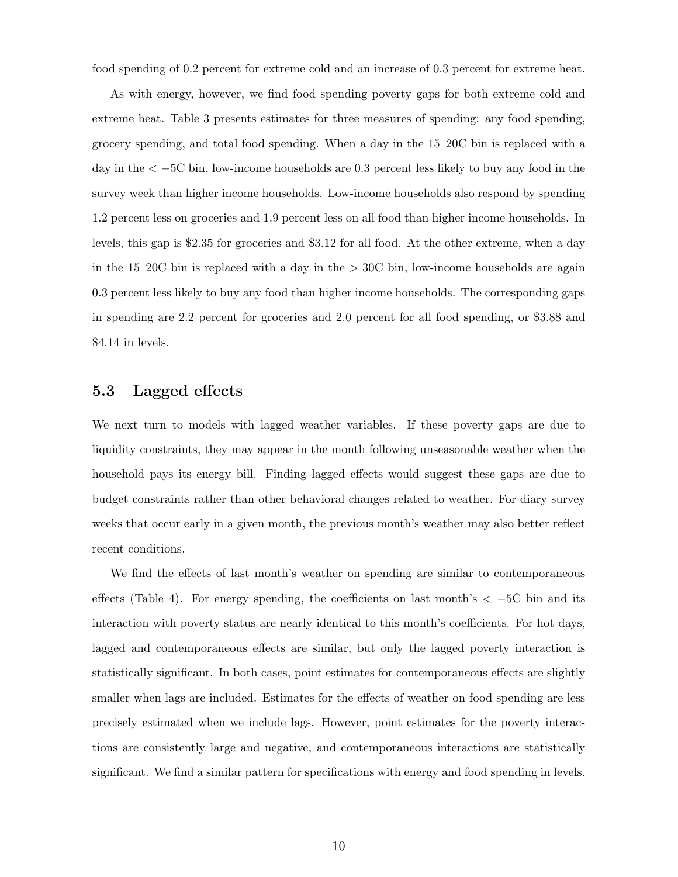food spending of 0.2 percent for extreme cold and an increase of 0.3 percent for extreme heat.

As with energy, however, we find food spending poverty gaps for both extreme cold and extreme heat. Table 3 presents estimates for three measures of spending: any food spending, grocery spending, and total food spending. When a day in the 15–20C bin is replaced with a day in the $< -5$C bin, low-income households are 0.3 percent less likely to buy any food in the survey week than higher income households. Low-income households also respond by spending 1.2 percent less on groceries and 1.9 percent less on all food than higher income households. In levels, this gap is \$2.35 for groceries and \$3.12 for all food. At the other extreme, when a day in the 15–20C bin is replaced with a day in the $> 30$C bin, low-income households are again 0.3 percent less likely to buy any food than higher income households. The corresponding gaps in spending are 2.2 percent for groceries and 2.0 percent for all food spending, or \$3.88 and \$4.14 in levels.

## 5.3 Lagged effects

We next turn to models with lagged weather variables. If these poverty gaps are due to liquidity constraints, they may appear in the month following unseasonable weather when the household pays its energy bill. Finding lagged effects would suggest these gaps are due to budget constraints rather than other behavioral changes related to weather. For diary survey weeks that occur early in a given month, the previous month's weather may also better reflect recent conditions.

We find the effects of last month's weather on spending are similar to contemporaneous effects (Table 4). For energy spending, the coefficients on last month's $< -5$C bin and its interaction with poverty status are nearly identical to this month's coefficients. For hot days, lagged and contemporaneous effects are similar, but only the lagged poverty interaction is statistically significant. In both cases, point estimates for contemporaneous effects are slightly smaller when lags are included. Estimates for the effects of weather on food spending are less precisely estimated when we include lags. However, point estimates for the poverty interactions are consistently large and negative, and contemporaneous interactions are statistically significant. We find a similar pattern for specifications with energy and food spending in levels.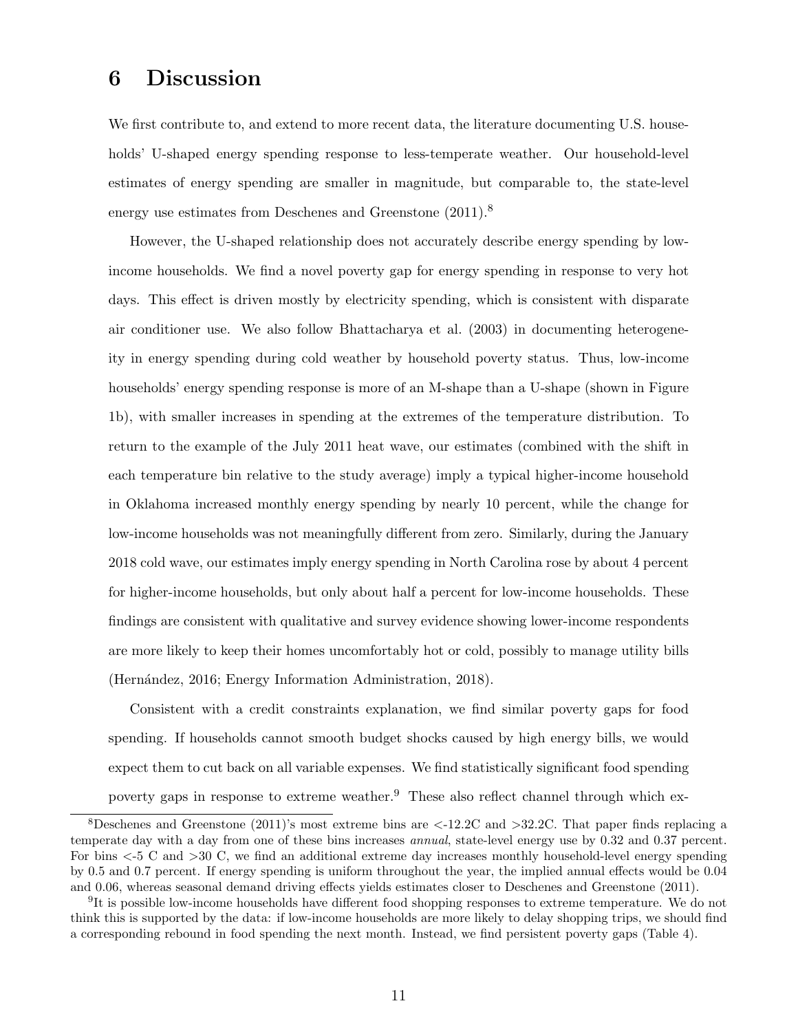# 6 Discussion

We first contribute to, and extend to more recent data, the literature documenting U.S. households' U-shaped energy spending response to less-temperate weather. Our household-level estimates of energy spending are smaller in magnitude, but comparable to, the state-level energy use estimates from Deschenes and Greenstone (2011).[8]

However, the U-shaped relationship does not accurately describe energy spending by low-income households. We find a novel poverty gap for energy spending in response to very hot days. This effect is driven mostly by electricity spending, which is consistent with disparate air conditioner use. We also follow Bhattacharya et al. (2003) in documenting heterogeneity in energy spending during cold weather by household poverty status. Thus, low-income households' energy spending response is more of an M-shape than a U-shape (shown in Figure 1b), with smaller increases in spending at the extremes of the temperature distribution. To return to the example of the July 2011 heat wave, our estimates (combined with the shift in each temperature bin relative to the study average) imply a typical higher-income household in Oklahoma increased monthly energy spending by nearly 10 percent, while the change for low-income households was not meaningfully different from zero. Similarly, during the January 2018 cold wave, our estimates imply energy spending in North Carolina rose by about 4 percent for higher-income households, but only about half a percent for low-income households. These findings are consistent with qualitative and survey evidence showing lower-income respondents are more likely to keep their homes uncomfortably hot or cold, possibly to manage utility bills (Hernández, 2016; Energy Information Administration, 2018).

Consistent with a credit constraints explanation, we find similar poverty gaps for food spending. If households cannot smooth budget shocks caused by high energy bills, we would expect them to cut back on all variable expenses. We find statistically significant food spending poverty gaps in response to extreme weather.[9] These also reflect channel through which ex-

[8] Deschenes and Greenstone (2011)'s most extreme bins are <-12.2C and >32.2C. That paper finds replacing a temperate day with a day from one of these bins increases *annual*, state-level energy use by 0.32 and 0.37 percent. For bins <-5 C and >30 C, we find an additional extreme day increases monthly household-level energy spending by 0.5 and 0.7 percent. If energy spending is uniform throughout the year, the implied annual effects would be 0.04 and 0.06, whereas seasonal demand driving effects yields estimates closer to Deschenes and Greenstone (2011).

[9] It is possible low-income households have different food shopping responses to extreme temperature. We do not think this is supported by the data: if low-income households are more likely to delay shopping trips, we should find a corresponding rebound in food spending the next month. Instead, we find persistent poverty gaps (Table 4).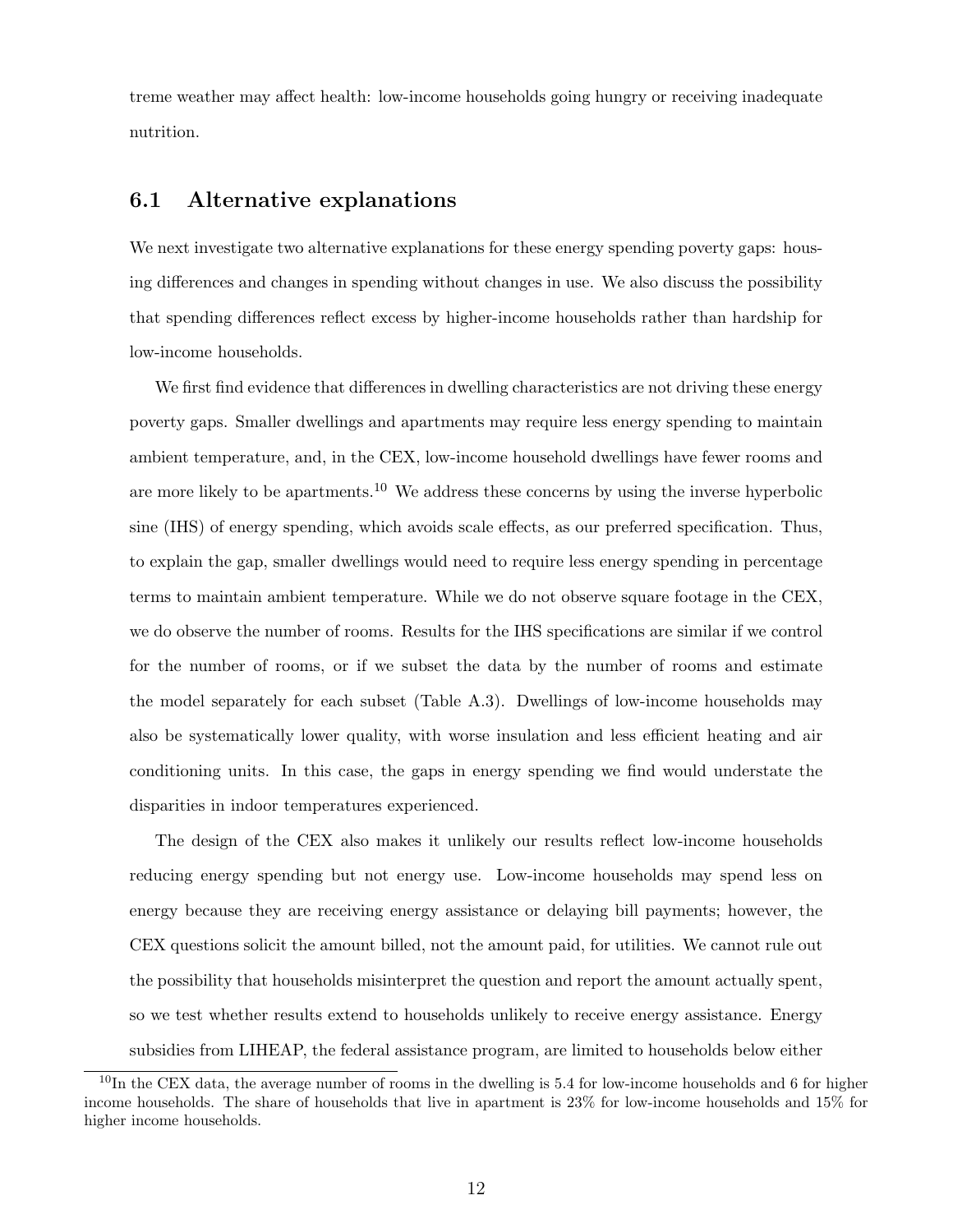treme weather may affect health: low-income households going hungry or receiving inadequate nutrition.

## 6.1 Alternative explanations

We next investigate two alternative explanations for these energy spending poverty gaps: housing differences and changes in spending without changes in use. We also discuss the possibility that spending differences reflect excess by higher-income households rather than hardship for low-income households.

We first find evidence that differences in dwelling characteristics are not driving these energy poverty gaps. Smaller dwellings and apartments may require less energy spending to maintain ambient temperature, and, in the CEX, low-income household dwellings have fewer rooms and are more likely to be apartments.[10] We address these concerns by using the inverse hyperbolic sine (IHS) of energy spending, which avoids scale effects, as our preferred specification. Thus, to explain the gap, smaller dwellings would need to require less energy spending in percentage terms to maintain ambient temperature. While we do not observe square footage in the CEX, we do observe the number of rooms. Results for the IHS specifications are similar if we control for the number of rooms, or if we subset the data by the number of rooms and estimate the model separately for each subset (Table A.3). Dwellings of low-income households may also be systematically lower quality, with worse insulation and less efficient heating and air conditioning units. In this case, the gaps in energy spending we find would understate the disparities in indoor temperatures experienced.

The design of the CEX also makes it unlikely our results reflect low-income households reducing energy spending but not energy use. Low-income households may spend less on energy because they are receiving energy assistance or delaying bill payments; however, the CEX questions solicit the amount billed, not the amount paid, for utilities. We cannot rule out the possibility that households misinterpret the question and report the amount actually spent, so we test whether results extend to households unlikely to receive energy assistance. Energy subsidies from LIHEAP, the federal assistance program, are limited to households below either

[10] In the CEX data, the average number of rooms in the dwelling is 5.4 for low-income households and 6 for higher income households. The share of households that live in apartment is 23% for low-income households and 15% for higher income households.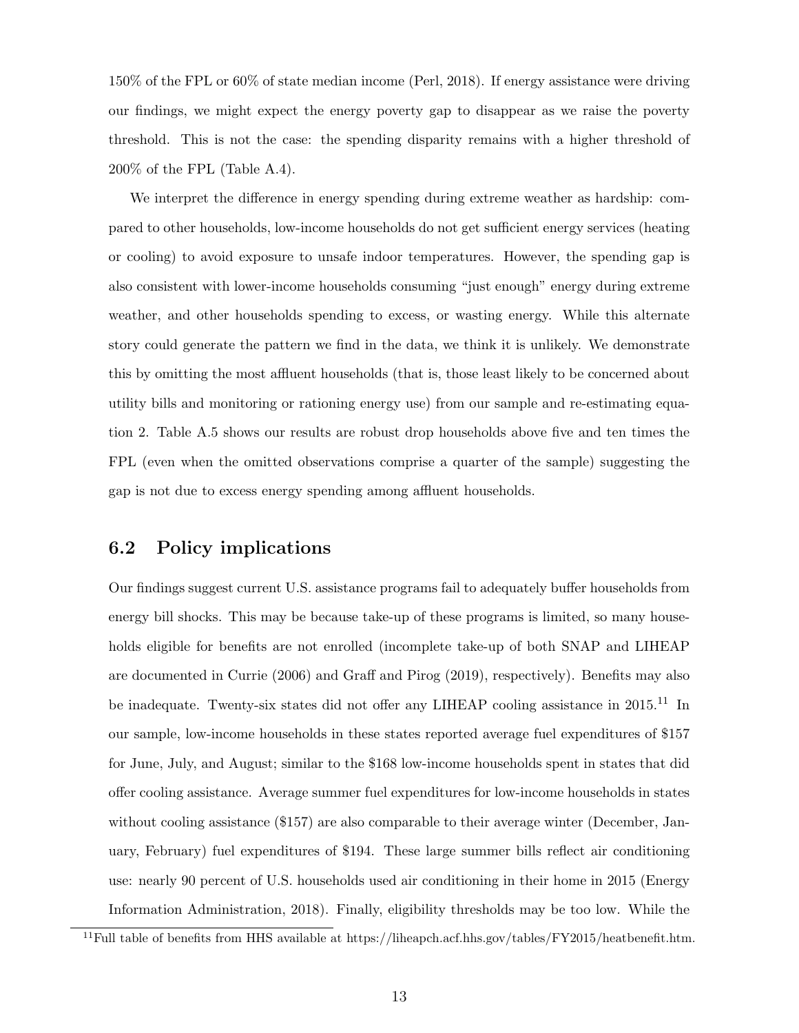150% of the FPL or 60% of state median income (Perl, 2018). If energy assistance were driving our findings, we might expect the energy poverty gap to disappear as we raise the poverty threshold. This is not the case: the spending disparity remains with a higher threshold of 200% of the FPL (Table A.4).

We interpret the difference in energy spending during extreme weather as hardship: compared to other households, low-income households do not get sufficient energy services (heating or cooling) to avoid exposure to unsafe indoor temperatures. However, the spending gap is also consistent with lower-income households consuming "just enough" energy during extreme weather, and other households spending to excess, or wasting energy. While this alternate story could generate the pattern we find in the data, we think it is unlikely. We demonstrate this by omitting the most affluent households (that is, those least likely to be concerned about utility bills and monitoring or rationing energy use) from our sample and re-estimating equation 2. Table A.5 shows our results are robust drop households above five and ten times the FPL (even when the omitted observations comprise a quarter of the sample) suggesting the gap is not due to excess energy spending among affluent households.

## 6.2 Policy implications

Our findings suggest current U.S. assistance programs fail to adequately buffer households from energy bill shocks. This may be because take-up of these programs is limited, so many households eligible for benefits are not enrolled (incomplete take-up of both SNAP and LIHEAP are documented in Currie (2006) and Graff and Pirog (2019), respectively). Benefits may also be inadequate. Twenty-six states did not offer any LIHEAP cooling assistance in 2015.[11] In our sample, low-income households in these states reported average fuel expenditures of $157 for June, July, and August; similar to the $168 low-income households spent in states that did offer cooling assistance. Average summer fuel expenditures for low-income households in states without cooling assistance ($157) are also comparable to their average winter (December, January, February) fuel expenditures of $194. These large summer bills reflect air conditioning use: nearly 90 percent of U.S. households used air conditioning in their home in 2015 (Energy Information Administration, 2018). Finally, eligibility thresholds may be too low. While the

[11] Full table of benefits from HHS available at https://liheapch.acf.hhs.gov/tables/FY2015/heatbenefit.htm.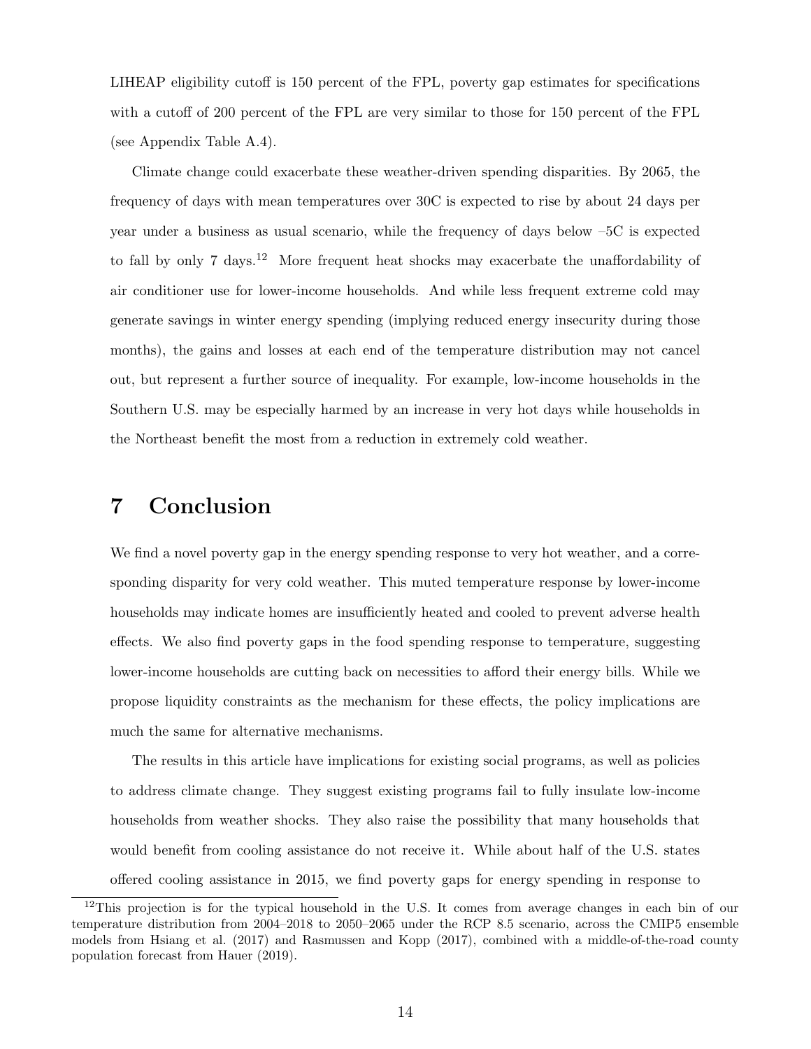LIHEAP eligibility cutoff is 150 percent of the FPL, poverty gap estimates for specifications with a cutoff of 200 percent of the FPL are very similar to those for 150 percent of the FPL (see Appendix Table A.4).

Climate change could exacerbate these weather-driven spending disparities. By 2065, the frequency of days with mean temperatures over 30C is expected to rise by about 24 days per year under a business as usual scenario, while the frequency of days below –5C is expected to fall by only 7 days.[12] More frequent heat shocks may exacerbate the unaffordability of air conditioner use for lower-income households. And while less frequent extreme cold may generate savings in winter energy spending (implying reduced energy insecurity during those months), the gains and losses at each end of the temperature distribution may not cancel out, but represent a further source of inequality. For example, low-income households in the Southern U.S. may be especially harmed by an increase in very hot days while households in the Northeast benefit the most from a reduction in extremely cold weather.

# 7 Conclusion

We find a novel poverty gap in the energy spending response to very hot weather, and a corresponding disparity for very cold weather. This muted temperature response by lower-income households may indicate homes are insufficiently heated and cooled to prevent adverse health effects. We also find poverty gaps in the food spending response to temperature, suggesting lower-income households are cutting back on necessities to afford their energy bills. While we propose liquidity constraints as the mechanism for these effects, the policy implications are much the same for alternative mechanisms.

The results in this article have implications for existing social programs, as well as policies to address climate change. They suggest existing programs fail to fully insulate low-income households from weather shocks. They also raise the possibility that many households that would benefit from cooling assistance do not receive it. While about half of the U.S. states offered cooling assistance in 2015, we find poverty gaps for energy spending in response to

[12] This projection is for the typical household in the U.S. It comes from average changes in each bin of our temperature distribution from 2004–2018 to 2050–2065 under the RCP 8.5 scenario, across the CMIP5 ensemble models from Hsiang et al. (2017) and Rasmussen and Kopp (2017), combined with a middle-of-the-road county population forecast from Hauer (2019).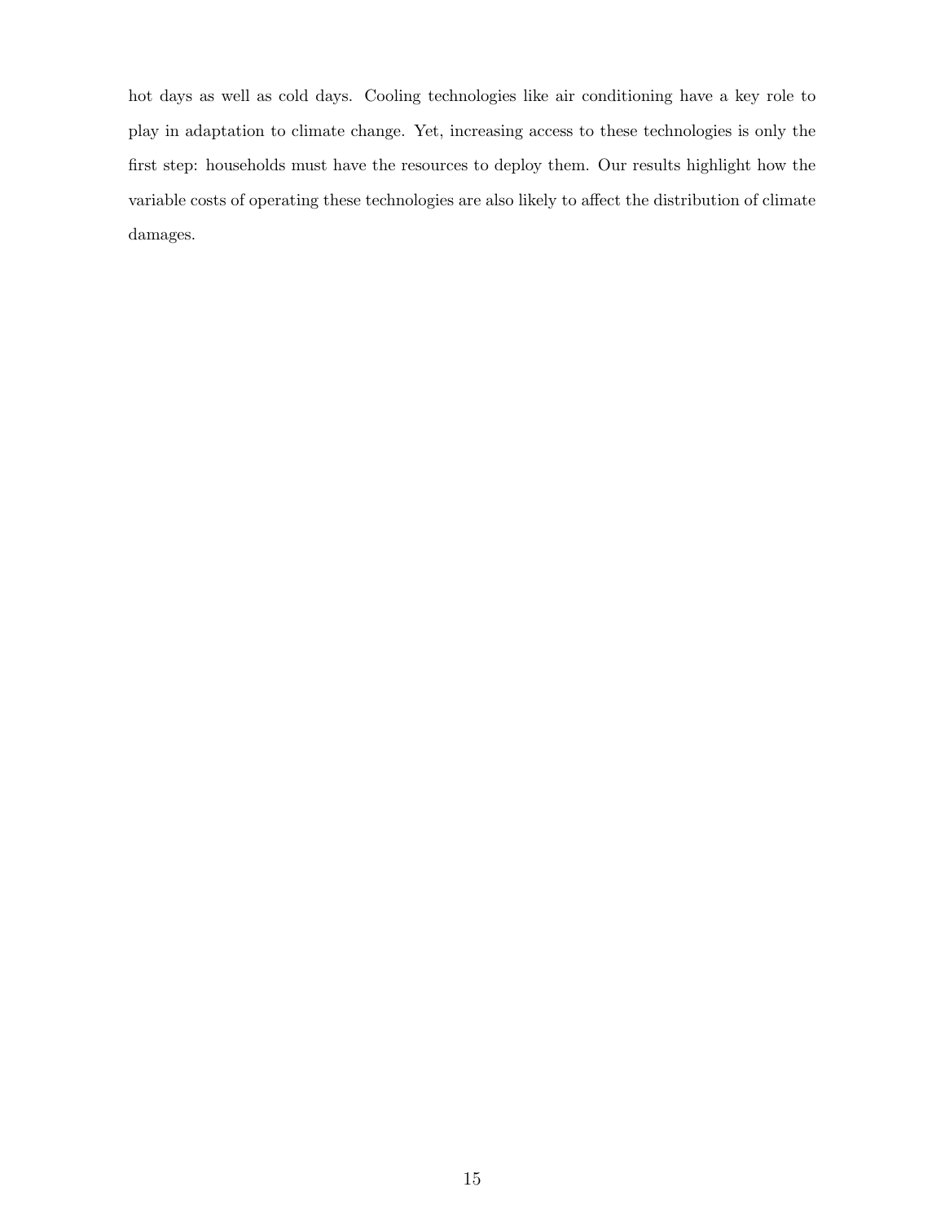hot days as well as cold days. Cooling technologies like air conditioning have a key role to play in adaptation to climate change. Yet, increasing access to these technologies is only the first step: households must have the resources to deploy them. Our results highlight how the variable costs of operating these technologies are also likely to affect the distribution of climate damages.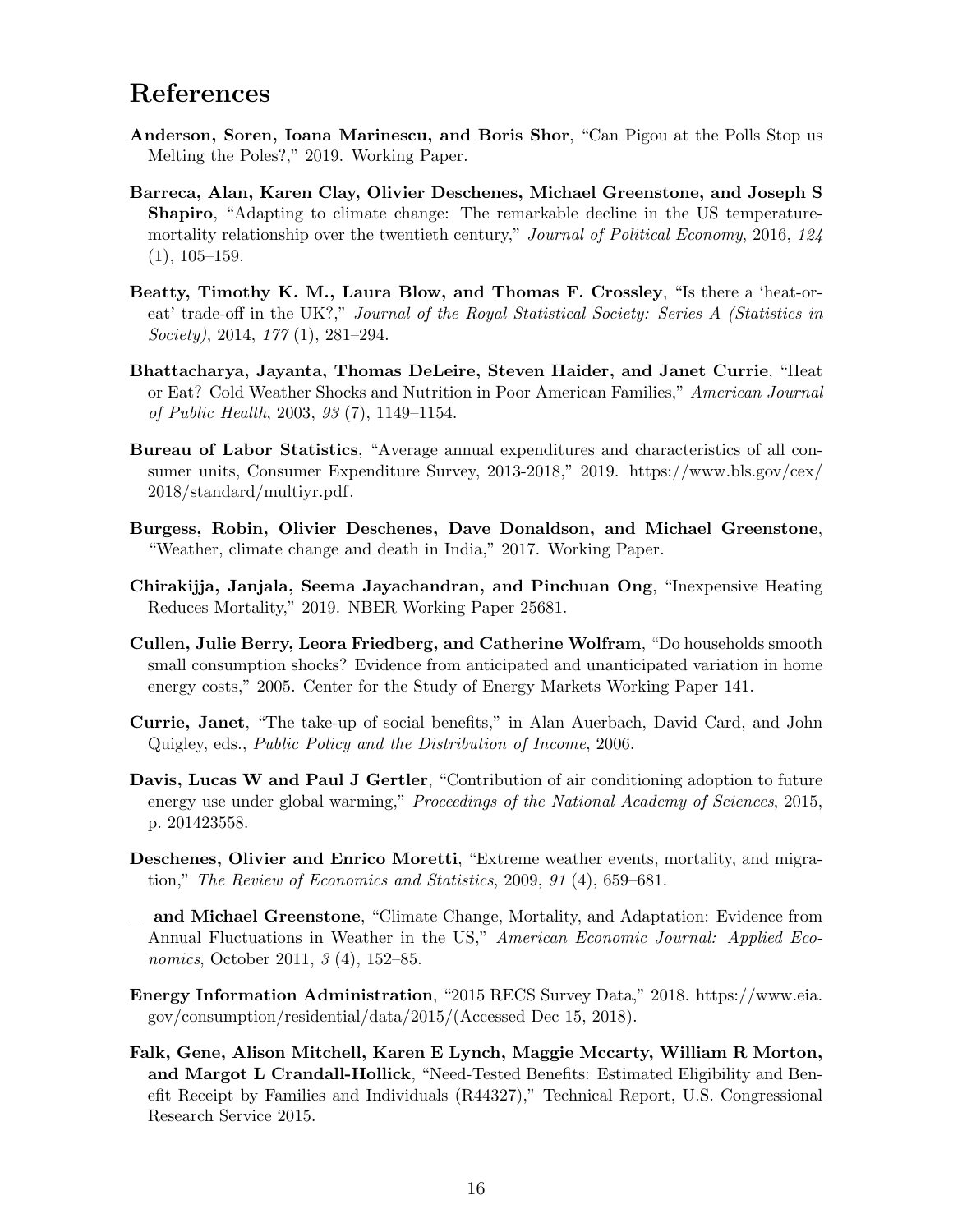# References

**Anderson, Soren, Ioana Marinescu, and Boris Shor**, "Can Pigou at the Polls Stop us Melting the Poles?," 2019. Working Paper.

**Barreca, Alan, Karen Clay, Olivier Deschenes, Michael Greenstone, and Joseph S Shapiro**, "Adapting to climate change: The remarkable decline in the US temperature-mortality relationship over the twentieth century," *Journal of Political Economy*, 2016, *124* (1), 105–159.

**Beatty, Timothy K. M., Laura Blow, and Thomas F. Crossley**, "Is there a 'heat-or-eat' trade-off in the UK?," *Journal of the Royal Statistical Society: Series A (Statistics in Society)*, 2014, *177* (1), 281–294.

**Bhattacharya, Jayanta, Thomas DeLeire, Steven Haider, and Janet Currie**, "Heat or Eat? Cold Weather Shocks and Nutrition in Poor American Families," *American Journal of Public Health*, 2003, *93* (7), 1149–1154.

**Bureau of Labor Statistics**, "Average annual expenditures and characteristics of all consumer units, Consumer Expenditure Survey, 2013-2018," 2019. https://www.bls.gov/cex/2018/standard/multiyr.pdf.

**Burgess, Robin, Olivier Deschenes, Dave Donaldson, and Michael Greenstone**, "Weather, climate change and death in India," 2017. Working Paper.

**Chirakijja, Janjala, Seema Jayachandran, and Pinchuan Ong**, "Inexpensive Heating Reduces Mortality," 2019. NBER Working Paper 25681.

**Cullen, Julie Berry, Leora Friedberg, and Catherine Wolfram**, "Do households smooth small consumption shocks? Evidence from anticipated and unanticipated variation in home energy costs," 2005. Center for the Study of Energy Markets Working Paper 141.

**Currie, Janet**, "The take-up of social benefits," in Alan Auerbach, David Card, and John Quigley, eds., *Public Policy and the Distribution of Income*, 2006.

**Davis, Lucas W and Paul J Gertler**, "Contribution of air conditioning adoption to future energy use under global warming," *Proceedings of the National Academy of Sciences*, 2015, p. 201423558.

**Deschenes, Olivier and Enrico Moretti**, "Extreme weather events, mortality, and migration," *The Review of Economics and Statistics*, 2009, *91* (4), 659–681.

**\_ and Michael Greenstone**, "Climate Change, Mortality, and Adaptation: Evidence from Annual Fluctuations in Weather in the US," *American Economic Journal: Applied Economics*, October 2011, *3* (4), 152–85.

**Energy Information Administration**, "2015 RECS Survey Data," 2018. https://www.eia.gov/consumption/residential/data/2015/(Accessed Dec 15, 2018).

**Falk, Gene, Alison Mitchell, Karen E Lynch, Maggie Mccarty, William R Morton, and Margot L Crandall-Hollick**, "Need-Tested Benefits: Estimated Eligibility and Benefit Receipt by Families and Individuals (R44327)," Technical Report, U.S. Congressional Research Service 2015.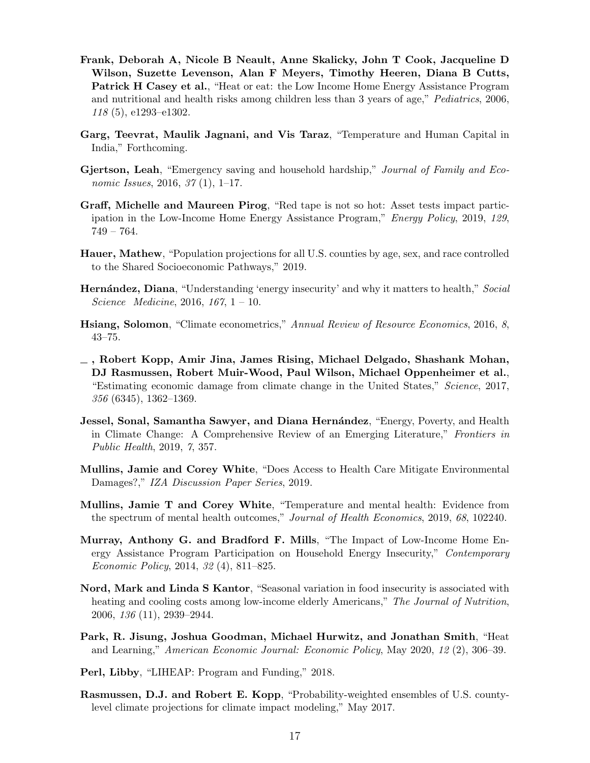**Frank, Deborah A, Nicole B Neault, Anne Skalicky, John T Cook, Jacqueline D Wilson, Suzette Levenson, Alan F Meyers, Timothy Heeren, Diana B Cutts, Patrick H Casey et al.**, "Heat or eat: the Low Income Home Energy Assistance Program and nutritional and health risks among children less than 3 years of age," *Pediatrics*, 2006, *118* (5), e1293–e1302.

**Garg, Teevrat, Maulik Jagnani, and Vis Taraz**, "Temperature and Human Capital in India," Forthcoming.

**Gjertson, Leah**, "Emergency saving and household hardship," *Journal of Family and Economic Issues*, 2016, *37* (1), 1–17.

**Graff, Michelle and Maureen Pirog**, "Red tape is not so hot: Asset tests impact participation in the Low-Income Home Energy Assistance Program," *Energy Policy*, 2019, *129*, 749 – 764.

**Hauer, Mathew**, "Population projections for all U.S. counties by age, sex, and race controlled to the Shared Socioeconomic Pathways," 2019.

**Hernández, Diana**, "Understanding 'energy insecurity' and why it matters to health," *Social Science Medicine*, 2016, *167*, 1 – 10.

**Hsiang, Solomon**, "Climate econometrics," *Annual Review of Resource Economics*, 2016, *8*, 43–75.

**_ , Robert Kopp, Amir Jina, James Rising, Michael Delgado, Shashank Mohan, DJ Rasmussen, Robert Muir-Wood, Paul Wilson, Michael Oppenheimer et al.**, "Estimating economic damage from climate change in the United States," *Science*, 2017, *356* (6345), 1362–1369.

**Jessel, Sonal, Samantha Sawyer, and Diana Hernández**, "Energy, Poverty, and Health in Climate Change: A Comprehensive Review of an Emerging Literature," *Frontiers in Public Health*, 2019, *7*, 357.

**Mullins, Jamie and Corey White**, "Does Access to Health Care Mitigate Environmental Damages?," *IZA Discussion Paper Series*, 2019.

**Mullins, Jamie T and Corey White**, "Temperature and mental health: Evidence from the spectrum of mental health outcomes," *Journal of Health Economics*, 2019, *68*, 102240.

**Murray, Anthony G. and Bradford F. Mills**, "The Impact of Low-Income Home Energy Assistance Program Participation on Household Energy Insecurity," *Contemporary Economic Policy*, 2014, *32* (4), 811–825.

**Nord, Mark and Linda S Kantor**, "Seasonal variation in food insecurity is associated with heating and cooling costs among low-income elderly Americans," *The Journal of Nutrition*, 2006, *136* (11), 2939–2944.

**Park, R. Jisung, Joshua Goodman, Michael Hurwitz, and Jonathan Smith**, "Heat and Learning," *American Economic Journal: Economic Policy*, May 2020, *12* (2), 306–39.

**Perl, Libby**, "LIHEAP: Program and Funding," 2018.

**Rasmussen, D.J. and Robert E. Kopp**, "Probability-weighted ensembles of U.S. county-level climate projections for climate impact modeling," May 2017.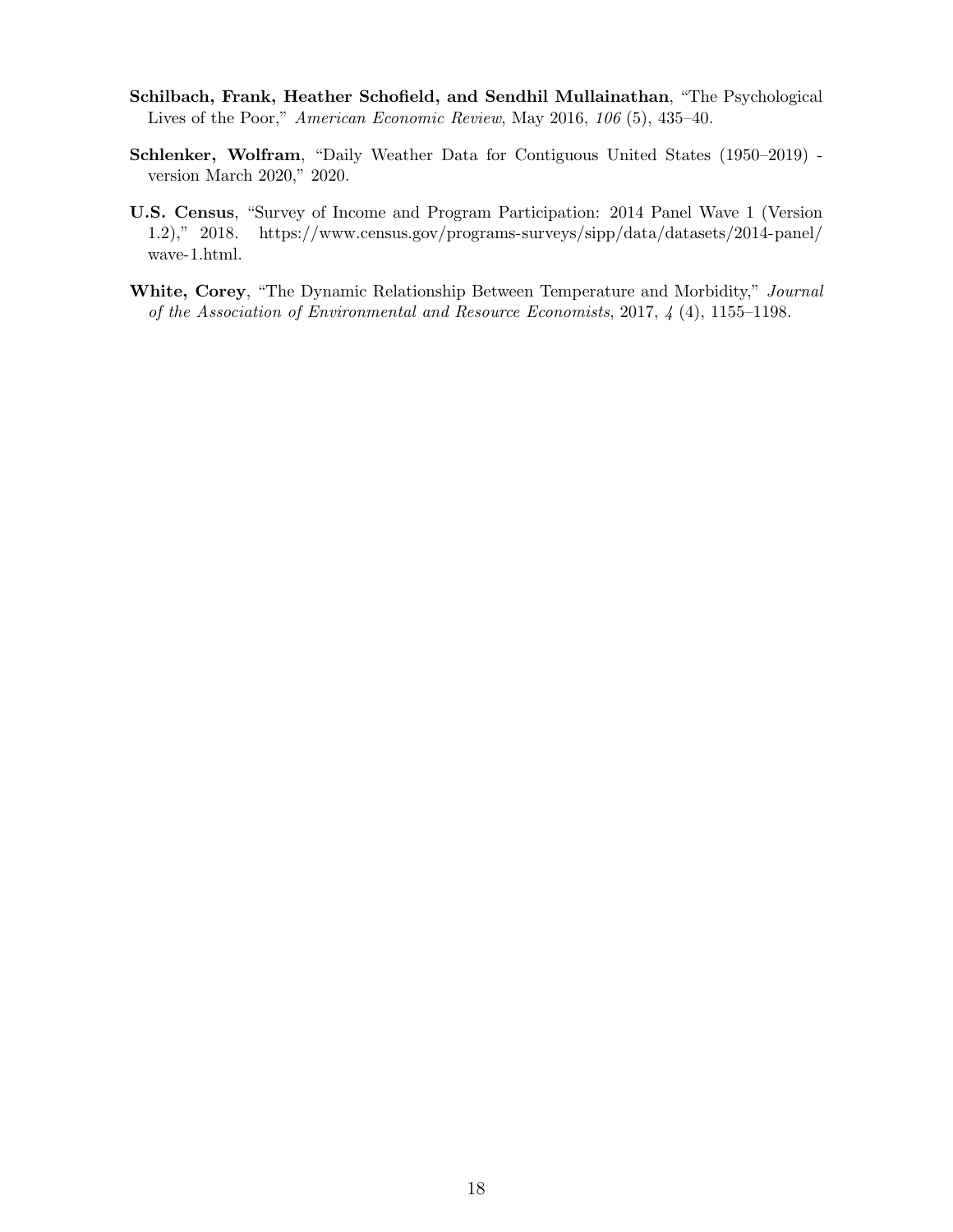**Schilbach, Frank, Heather Schofield, and Sendhil Mullainathan**, "The Psychological Lives of the Poor," *American Economic Review*, May 2016, *106* (5), 435–40.

**Schlenker, Wolfram**, "Daily Weather Data for Contiguous United States (1950–2019) - version March 2020," 2020.

**U.S. Census**, "Survey of Income and Program Participation: 2014 Panel Wave 1 (Version 1.2)," 2018. https://www.census.gov/programs-surveys/sipp/data/datasets/2014-panel/wave-1.html.

**White, Corey**, "The Dynamic Relationship Between Temperature and Morbidity," *Journal of the Association of Environmental and Resource Economists*, 2017, *4* (4), 1155–1198.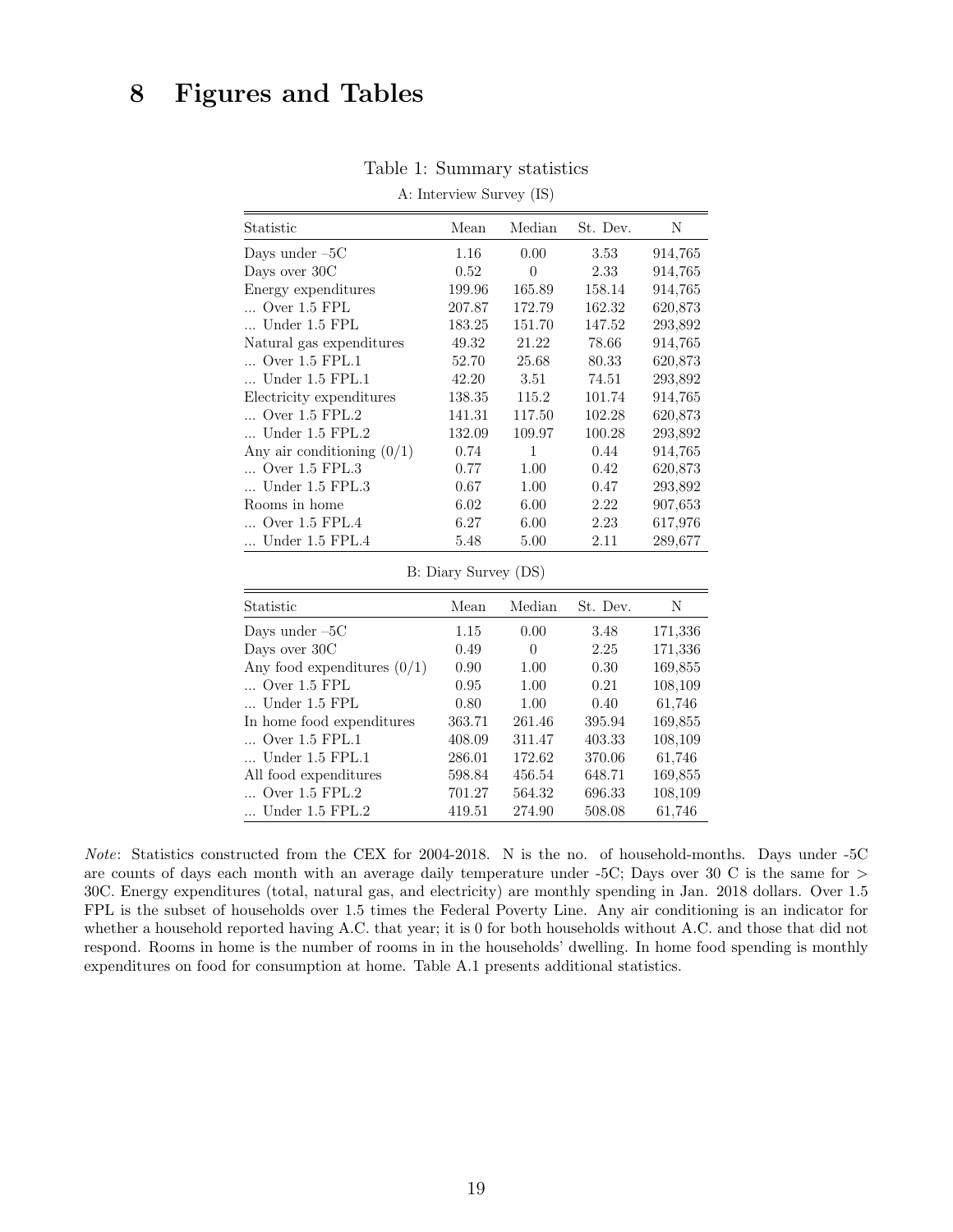# 8 Figures and Tables

Table 1: Summary statistics

A: Interview Survey (IS)

| Statistic | Mean | Median | St. Dev. | N |
|---|---|---|---|---|
| Days under –5C | 1.16 | 0.00 | 3.53 | 914,765 |
| Days over 30C | 0.52 | 0 | 2.33 | 914,765 |
| Energy expenditures | 199.96 | 165.89 | 158.14 | 914,765 |
| ... Over 1.5 FPL | 207.87 | 172.79 | 162.32 | 620,873 |
| ... Under 1.5 FPL | 183.25 | 151.70 | 147.52 | 293,892 |
| Natural gas expenditures | 49.32 | 21.22 | 78.66 | 914,765 |
| ... Over 1.5 FPL.1 | 52.70 | 25.68 | 80.33 | 620,873 |
| ... Under 1.5 FPL.1 | 42.20 | 3.51 | 74.51 | 293,892 |
| Electricity expenditures | 138.35 | 115.2 | 101.74 | 914,765 |
| ... Over 1.5 FPL.2 | 141.31 | 117.50 | 102.28 | 620,873 |
| ... Under 1.5 FPL.2 | 132.09 | 109.97 | 100.28 | 293,892 |
| Any air conditioning (0/1) | 0.74 | 1 | 0.44 | 914,765 |
| ... Over 1.5 FPL.3 | 0.77 | 1.00 | 0.42 | 620,873 |
| ... Under 1.5 FPL.3 | 0.67 | 1.00 | 0.47 | 293,892 |
| Rooms in home | 6.02 | 6.00 | 2.22 | 907,653 |
| ... Over 1.5 FPL.4 | 6.27 | 6.00 | 2.23 | 617,976 |
| ... Under 1.5 FPL.4 | 5.48 | 5.00 | 2.11 | 289,677 |

B: Diary Survey (DS)

| Statistic | Mean | Median | St. Dev. | N |
|---|---|---|---|---|
| Days under –5C | 1.15 | 0.00 | 3.48 | 171,336 |
| Days over 30C | 0.49 | 0 | 2.25 | 171,336 |
| Any food expenditures (0/1) | 0.90 | 1.00 | 0.30 | 169,855 |
| ... Over 1.5 FPL | 0.95 | 1.00 | 0.21 | 108,109 |
| ... Under 1.5 FPL | 0.80 | 1.00 | 0.40 | 61,746 |
| In home food expenditures | 363.71 | 261.46 | 395.94 | 169,855 |
| ... Over 1.5 FPL.1 | 408.09 | 311.47 | 403.33 | 108,109 |
| ... Under 1.5 FPL.1 | 286.01 | 172.62 | 370.06 | 61,746 |
| All food expenditures | 598.84 | 456.54 | 648.71 | 169,855 |
| ... Over 1.5 FPL.2 | 701.27 | 564.32 | 696.33 | 108,109 |
| ... Under 1.5 FPL.2 | 419.51 | 274.90 | 508.08 | 61,746 |

*Note*: Statistics constructed from the CEX for 2004-2018. N is the no. of household-months. Days under -5C are counts of days each month with an average daily temperature under -5C; Days over 30 C is the same for > 30C. Energy expenditures (total, natural gas, and electricity) are monthly spending in Jan. 2018 dollars. Over 1.5 FPL is the subset of households over 1.5 times the Federal Poverty Line. Any air conditioning is an indicator for whether a household reported having A.C. that year; it is 0 for both households without A.C. and those that did not respond. Rooms in home is the number of rooms in in the households' dwelling. In home food spending is monthly expenditures on food for consumption at home. Table A.1 presents additional statistics.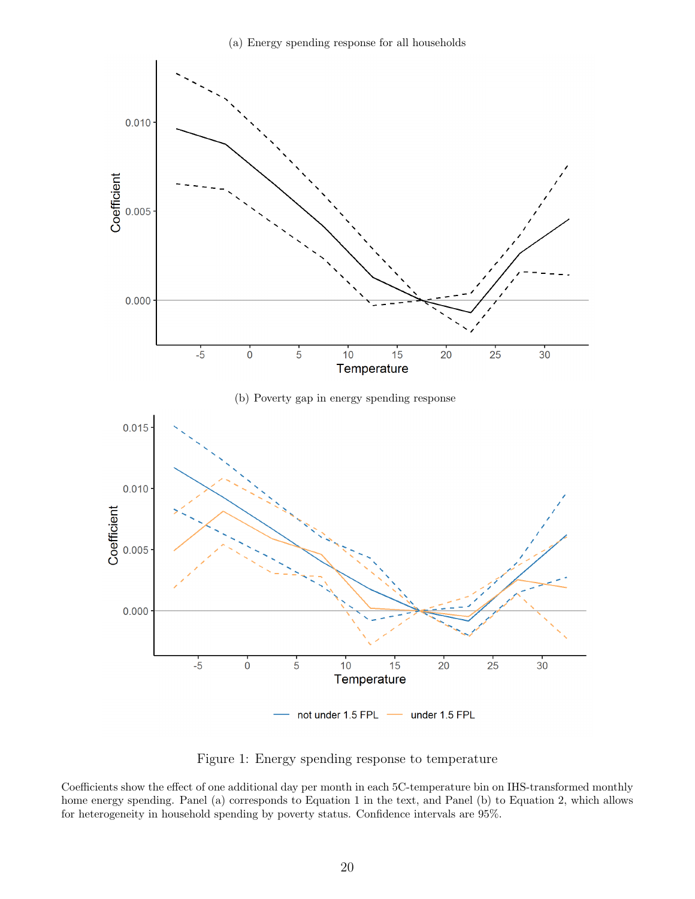(a) Energy spending response for all households

Coefficient

0.010

0.005

0.000

-5
0
5
10
15
20
25
30

Temperature

(b) Poverty gap in energy spending response

Coefficient

0.015

0.010

0.005

0.000

-5
0
5
10
15
20
25
30

Temperature

not under 1.5 FPL
under 1.5 FPL

Figure 1: Energy spending response to temperature

Coefficients show the effect of one additional day per month in each 5C-temperature bin on IHS-transformed monthly home energy spending. Panel (a) corresponds to Equation 1 in the text, and Panel (b) to Equation 2, which allows for heterogeneity in household spending by poverty status. Confidence intervals are 95%.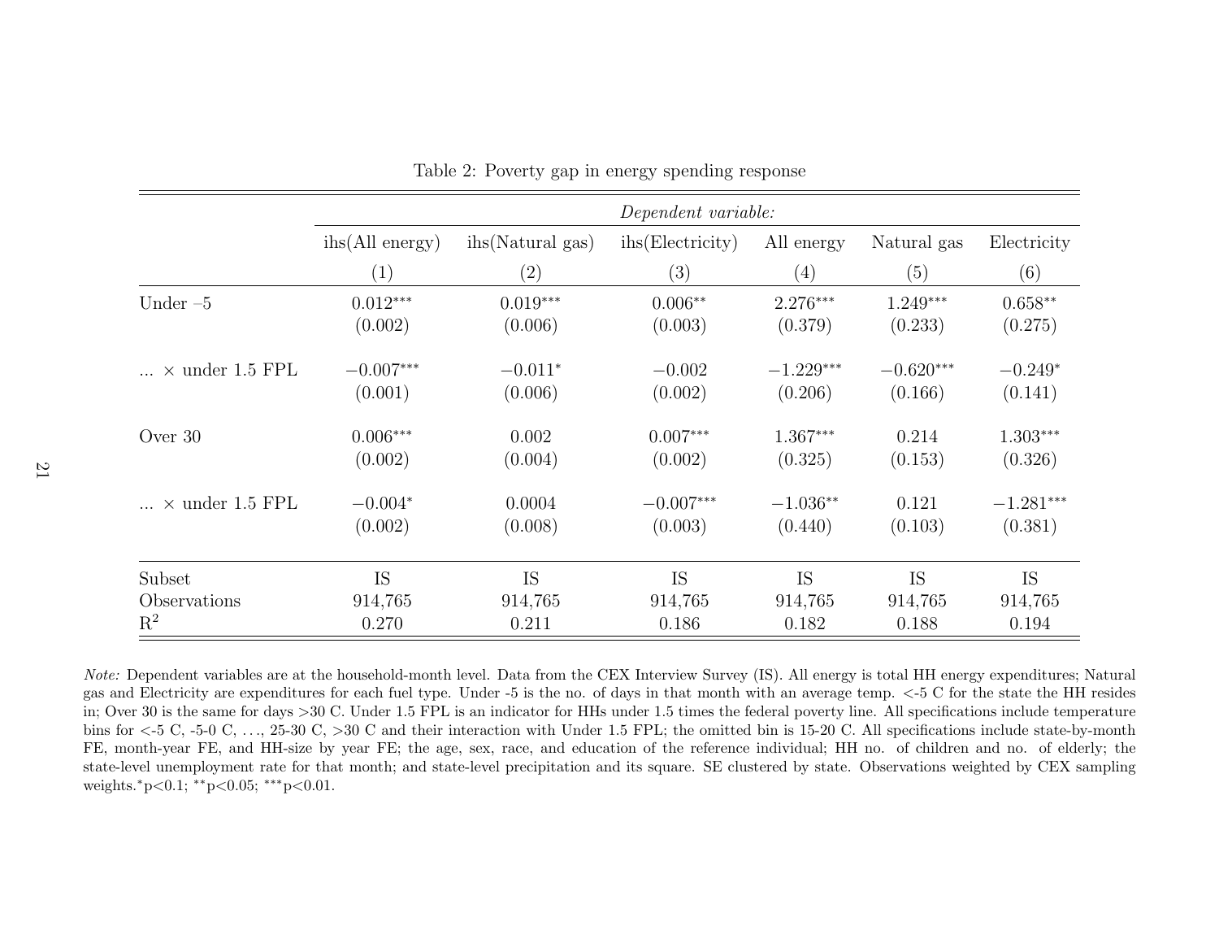Table 2: Poverty gap in energy spending response

| | *Dependent variable:* | | | | | |
|---|---|---|---|---|---|---|
| | ihs(All energy) | ihs(Natural gas) | ihs(Electricity) | All energy | Natural gas | Electricity |
| | (1) | (2) | (3) | (4) | (5) | (6) |
| Under –5 | 0.012*** | 0.019*** | 0.006** | 2.276*** | 1.249*** | 0.658** |
| | (0.002) | (0.006) | (0.003) | (0.379) | (0.233) | (0.275) |
| ... × under 1.5 FPL | −0.007*** | −0.011* | −0.002 | −1.229*** | −0.620*** | −0.249* |
| | (0.001) | (0.006) | (0.002) | (0.206) | (0.166) | (0.141) |
| Over 30 | 0.006*** | 0.002 | 0.007*** | 1.367*** | 0.214 | 1.303*** |
| | (0.002) | (0.004) | (0.002) | (0.325) | (0.153) | (0.326) |
| ... × under 1.5 FPL | −0.004* | 0.0004 | −0.007*** | −1.036** | 0.121 | −1.281*** |
| | (0.002) | (0.008) | (0.003) | (0.440) | (0.103) | (0.381) |
| Subset | IS | IS | IS | IS | IS | IS |
| Observations | 914,765 | 914,765 | 914,765 | 914,765 | 914,765 | 914,765 |
| $R^2$ | 0.270 | 0.211 | 0.186 | 0.182 | 0.188 | 0.194 |

*Note:* Dependent variables are at the household-month level. Data from the CEX Interview Survey (IS). All energy is total HH energy expenditures; Natural gas and Electricity are expenditures for each fuel type. Under -5 is the no. of days in that month with an average temp. <-5 C for the state the HH resides in; Over 30 is the same for days >30 C. Under 1.5 FPL is an indicator for HHs under 1.5 times the federal poverty line. All specifications include temperature bins for <-5 C, -5-0 C, . . ., 25-30 C, >30 C and their interaction with Under 1.5 FPL; the omitted bin is 15-20 C. All specifications include state-by-month FE, month-year FE, and HH-size by year FE; the age, sex, race, and education of the reference individual; HH no. of children and no. of elderly; the state-level unemployment rate for that month; and state-level precipitation and its square. SE clustered by state. Observations weighted by CEX sampling weights.*p<0.1; **p<0.05; ***p<0.01.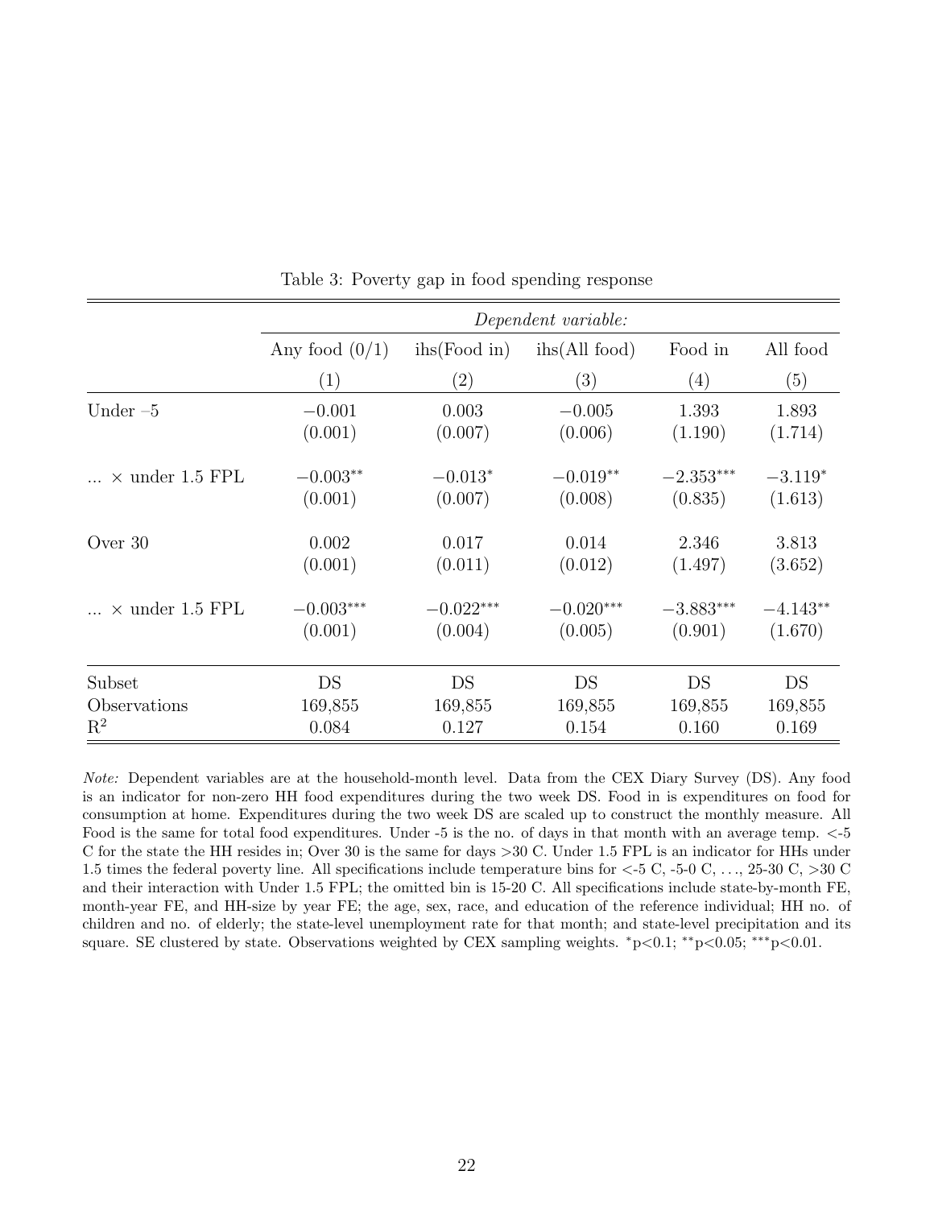Table 3: Poverty gap in food spending response

| | *Dependent variable:* | | | | |
|---|---|---|---|---|---|
| | Any food (0/1) | ihs(Food in) | ihs(All food) | Food in | All food |
| | (1) | (2) | (3) | (4) | (5) |
| Under –5 | −0.001 | 0.003 | −0.005 | 1.393 | 1.893 |
| | (0.001) | (0.007) | (0.006) | (1.190) | (1.714) |
| ... × under 1.5 FPL | $-0.003^{**}$ | $-0.013^{*}$ | $-0.019^{**}$ | $-2.353^{***}$ | $-3.119^{*}$ |
| | (0.001) | (0.007) | (0.008) | (0.835) | (1.613) |
| Over 30 | 0.002 | 0.017 | 0.014 | 2.346 | 3.813 |
| | (0.001) | (0.011) | (0.012) | (1.497) | (3.652) |
| ... × under 1.5 FPL | $-0.003^{***}$ | $-0.022^{***}$ | $-0.020^{***}$ | $-3.883^{***}$ | $-4.143^{**}$ |
| | (0.001) | (0.004) | (0.005) | (0.901) | (1.670) |
| Subset | DS | DS | DS | DS | DS |
| Observations | 169,855 | 169,855 | 169,855 | 169,855 | 169,855 |
| $R^2$ | 0.084 | 0.127 | 0.154 | 0.160 | 0.169 |

*Note:* Dependent variables are at the household-month level. Data from the CEX Diary Survey (DS). Any food is an indicator for non-zero HH food expenditures during the two week DS. Food in is expenditures on food for consumption at home. Expenditures during the two week DS are scaled up to construct the monthly measure. All Food is the same for total food expenditures. Under -5 is the no. of days in that month with an average temp. <-5 C for the state the HH resides in; Over 30 is the same for days >30 C. Under 1.5 FPL is an indicator for HHs under 1.5 times the federal poverty line. All specifications include temperature bins for <-5 C, -5-0 C, . . ., 25-30 C, >30 C and their interaction with Under 1.5 FPL; the omitted bin is 15-20 C. All specifications include state-by-month FE, month-year FE, and HH-size by year FE; the age, sex, race, and education of the reference individual; HH no. of children and no. of elderly; the state-level unemployment rate for that month; and state-level precipitation and its square. SE clustered by state. Observations weighted by CEX sampling weights. $^{*}$p<0.1; $^{**}$p<0.05; $^{***}$p<0.01.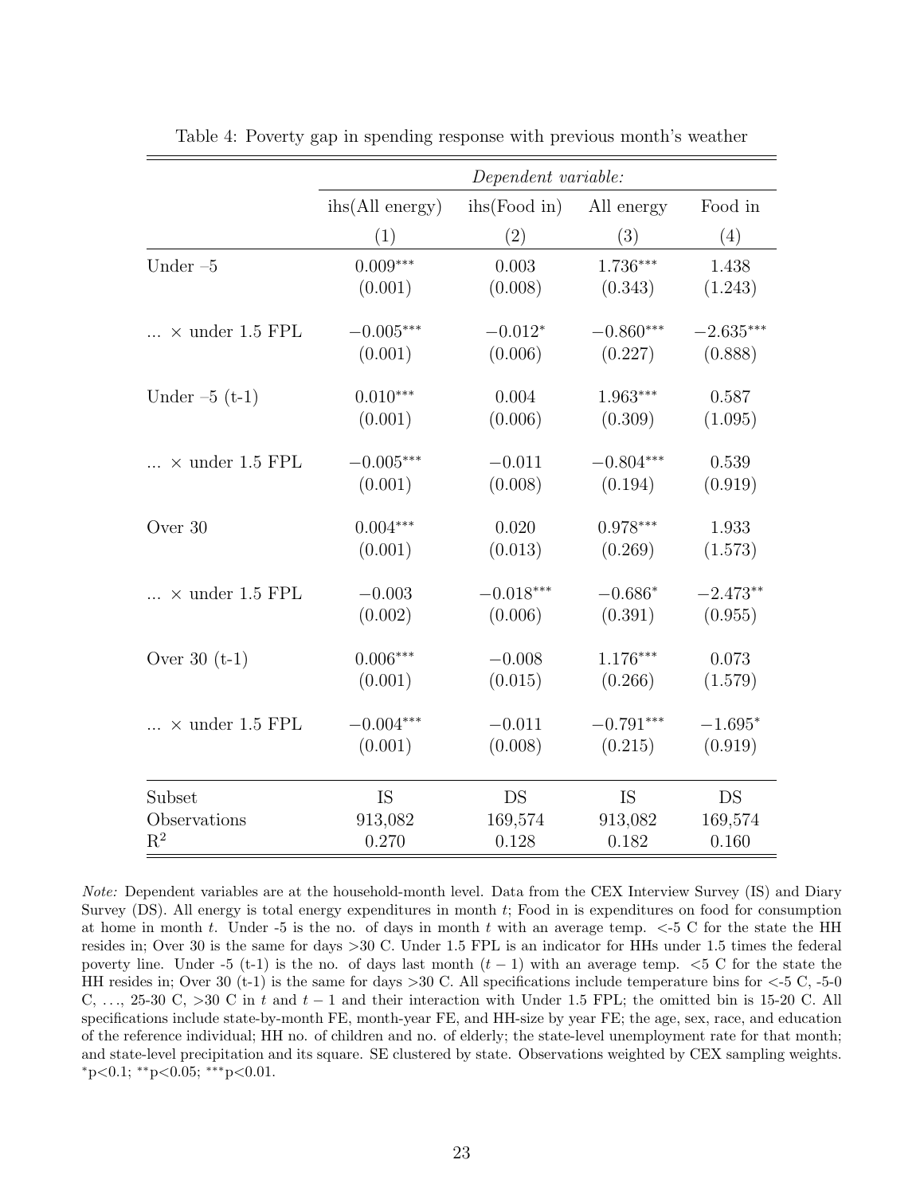Table 4: Poverty gap in spending response with previous month's weather

| | *Dependent variable:* | | | |
|---|---|---|---|---|
| | ihs(All energy) | ihs(Food in) | All energy | Food in |
| | (1) | (2) | (3) | (4) |
| Under –5 | 0.009*** | 0.003 | 1.736*** | 1.438 |
| | (0.001) | (0.008) | (0.343) | (1.243) |
| ... × under 1.5 FPL | −0.005*** | −0.012* | −0.860*** | −2.635*** |
| | (0.001) | (0.006) | (0.227) | (0.888) |
| Under –5 (t-1) | 0.010*** | 0.004 | 1.963*** | 0.587 |
| | (0.001) | (0.006) | (0.309) | (1.095) |
| ... × under 1.5 FPL | −0.005*** | −0.011 | −0.804*** | 0.539 |
| | (0.001) | (0.008) | (0.194) | (0.919) |
| Over 30 | 0.004*** | 0.020 | 0.978*** | 1.933 |
| | (0.001) | (0.013) | (0.269) | (1.573) |
| ... × under 1.5 FPL | −0.003 | −0.018*** | −0.686* | −2.473** |
| | (0.002) | (0.006) | (0.391) | (0.955) |
| Over 30 (t-1) | 0.006*** | −0.008 | 1.176*** | 0.073 |
| | (0.001) | (0.015) | (0.266) | (1.579) |
| ... × under 1.5 FPL | −0.004*** | −0.011 | −0.791*** | −1.695* |
| | (0.001) | (0.008) | (0.215) | (0.919) |
| Subset | IS | DS | IS | DS |
| Observations | 913,082 | 169,574 | 913,082 | 169,574 |
| $R^2$ | 0.270 | 0.128 | 0.182 | 0.160 |

*Note:* Dependent variables are at the household-month level. Data from the CEX Interview Survey (IS) and Diary Survey (DS). All energy is total energy expenditures in month $t$; Food in is expenditures on food for consumption at home in month $t$. Under -5 is the no. of days in month $t$ with an average temp. <-5 C for the state the HH resides in; Over 30 is the same for days >30 C. Under 1.5 FPL is an indicator for HHs under 1.5 times the federal poverty line. Under -5 (t-1) is the no. of days last month $(t-1)$ with an average temp. <5 C for the state the HH resides in; Over 30 (t-1) is the same for days >30 C. All specifications include temperature bins for <-5 C, -5-0 C, ..., 25-30 C, >30 C in $t$ and $t-1$ and their interaction with Under 1.5 FPL; the omitted bin is 15-20 C. All specifications include state-by-month FE, month-year FE, and HH-size by year FE; the age, sex, race, and education of the reference individual; HH no. of children and no. of elderly; the state-level unemployment rate for that month; and state-level precipitation and its square. SE clustered by state. Observations weighted by CEX sampling weights. *p<0.1; **p<0.05; ***p<0.01.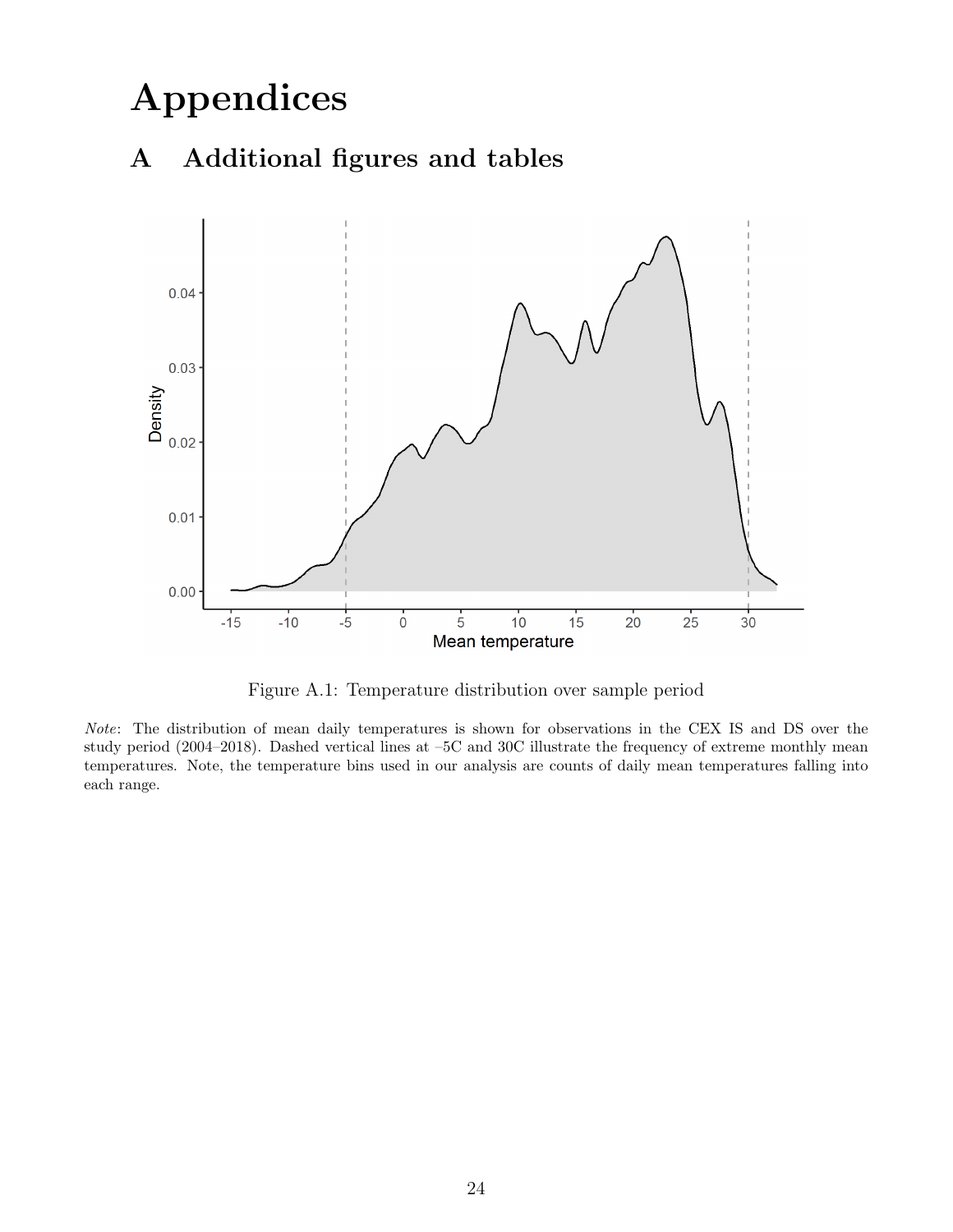# Appendices

## A Additional figures and tables

Density

0.04

0.03

0.02

0.01

0.00

-15 -10 -5 0 5 10 15 20 25 30

Mean temperature

Figure A.1: Temperature distribution over sample period

*Note*: The distribution of mean daily temperatures is shown for observations in the CEX IS and DS over the study period (2004–2018). Dashed vertical lines at –5C and 30C illustrate the frequency of extreme monthly mean temperatures. Note, the temperature bins used in our analysis are counts of daily mean temperatures falling into each range.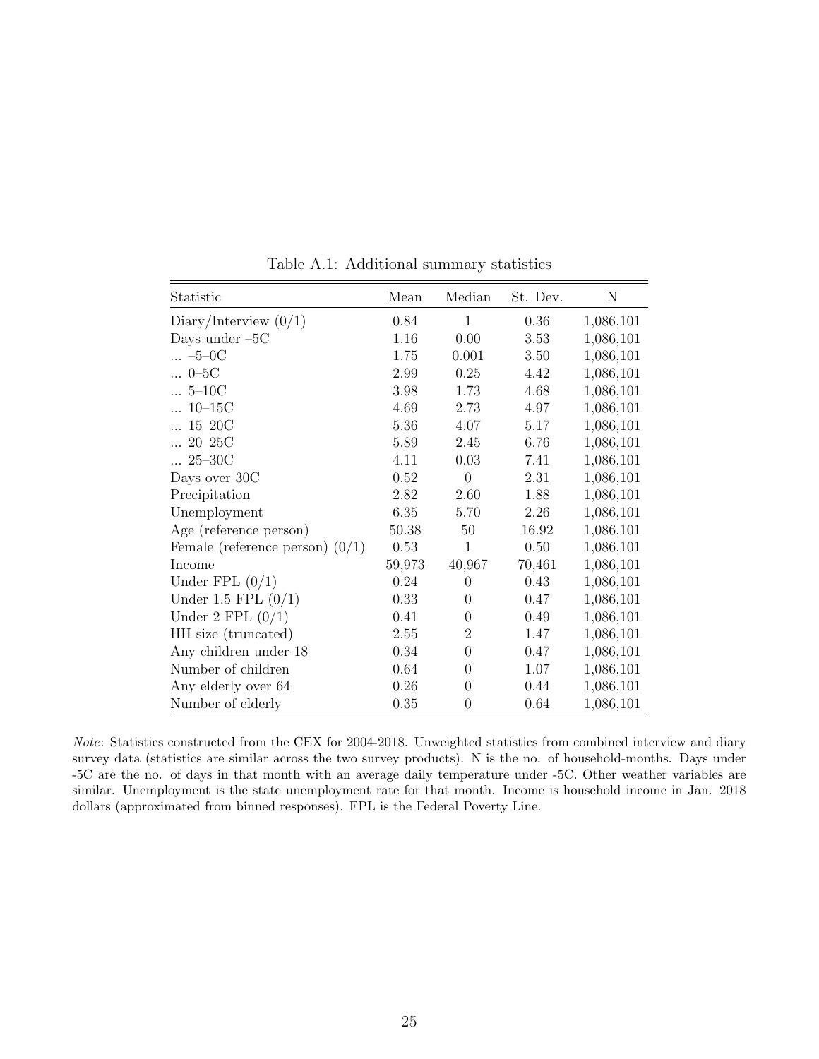Table A.1: Additional summary statistics

| Statistic | Mean | Median | St. Dev. | N |
|---|---|---|---|---|
| Diary/Interview (0/1) | 0.84 | 1 | 0.36 | 1,086,101 |
| Days under –5C | 1.16 | 0.00 | 3.53 | 1,086,101 |
| ... –5–0C | 1.75 | 0.001 | 3.50 | 1,086,101 |
| ... 0–5C | 2.99 | 0.25 | 4.42 | 1,086,101 |
| ... 5–10C | 3.98 | 1.73 | 4.68 | 1,086,101 |
| ... 10–15C | 4.69 | 2.73 | 4.97 | 1,086,101 |
| ... 15–20C | 5.36 | 4.07 | 5.17 | 1,086,101 |
| ... 20–25C | 5.89 | 2.45 | 6.76 | 1,086,101 |
| ... 25–30C | 4.11 | 0.03 | 7.41 | 1,086,101 |
| Days over 30C | 0.52 | 0 | 2.31 | 1,086,101 |
| Precipitation | 2.82 | 2.60 | 1.88 | 1,086,101 |
| Unemployment | 6.35 | 5.70 | 2.26 | 1,086,101 |
| Age (reference person) | 50.38 | 50 | 16.92 | 1,086,101 |
| Female (reference person) (0/1) | 0.53 | 1 | 0.50 | 1,086,101 |
| Income | 59,973 | 40,967 | 70,461 | 1,086,101 |
| Under FPL (0/1) | 0.24 | 0 | 0.43 | 1,086,101 |
| Under 1.5 FPL (0/1) | 0.33 | 0 | 0.47 | 1,086,101 |
| Under 2 FPL (0/1) | 0.41 | 0 | 0.49 | 1,086,101 |
| HH size (truncated) | 2.55 | 2 | 1.47 | 1,086,101 |
| Any children under 18 | 0.34 | 0 | 0.47 | 1,086,101 |
| Number of children | 0.64 | 0 | 1.07 | 1,086,101 |
| Any elderly over 64 | 0.26 | 0 | 0.44 | 1,086,101 |
| Number of elderly | 0.35 | 0 | 0.64 | 1,086,101 |

*Note*: Statistics constructed from the CEX for 2004-2018. Unweighted statistics from combined interview and diary survey data (statistics are similar across the two survey products). N is the no. of household-months. Days under -5C are the no. of days in that month with an average daily temperature under -5C. Other weather variables are similar. Unemployment is the state unemployment rate for that month. Income is household income in Jan. 2018 dollars (approximated from binned responses). FPL is the Federal Poverty Line.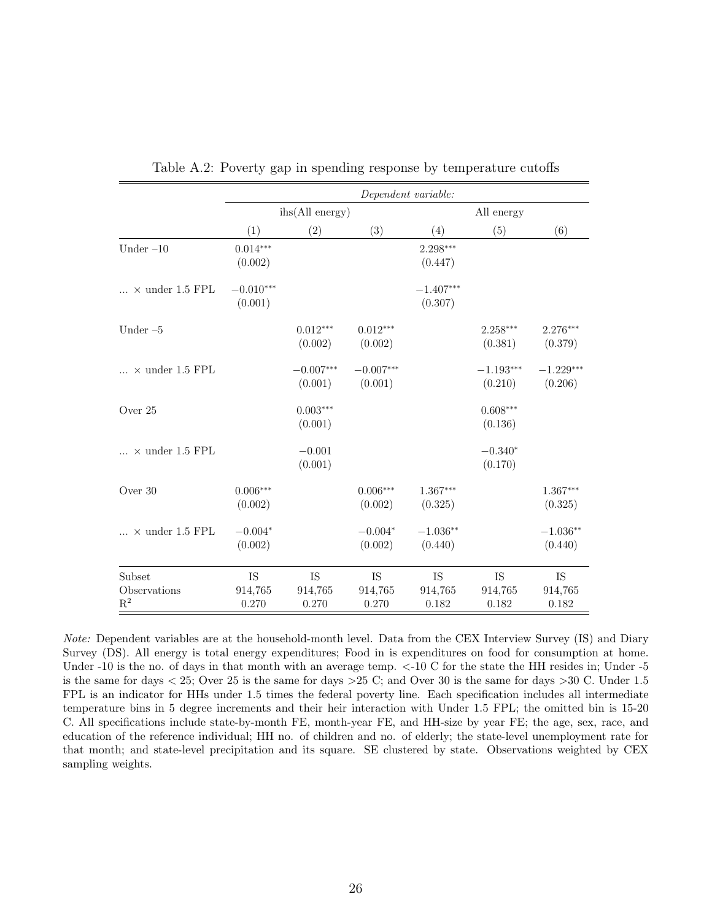Table A.2: Poverty gap in spending response by temperature cutoffs

| | *Dependent variable:* | | | | | |
|---|---|---|---|---|---|---|
| | ihs(All energy) | | | All energy | | |
| | (1) | (2) | (3) | (4) | (5) | (6) |
| Under –10 | 0.014*** | | | 2.298*** | | |
| | (0.002) | | | (0.447) | | |
| ... × under 1.5 FPL | −0.010*** | | | −1.407*** | | |
| | (0.001) | | | (0.307) | | |
| Under –5 | | 0.012*** | 0.012*** | | 2.258*** | 2.276*** |
| | | (0.002) | (0.002) | | (0.381) | (0.379) |
| ... × under 1.5 FPL | | −0.007*** | −0.007*** | | −1.193*** | −1.229*** |
| | | (0.001) | (0.001) | | (0.210) | (0.206) |
| Over 25 | | 0.003*** | | | 0.608*** | |
| | | (0.001) | | | (0.136) | |
| ... × under 1.5 FPL | | −0.001 | | | −0.340* | |
| | | (0.001) | | | (0.170) | |
| Over 30 | 0.006*** | | 0.006*** | 1.367*** | | 1.367*** |
| | (0.002) | | (0.002) | (0.325) | | (0.325) |
| ... × under 1.5 FPL | −0.004* | | −0.004* | −1.036** | | −1.036** |
| | (0.002) | | (0.002) | (0.440) | | (0.440) |
| Subset | IS | IS | IS | IS | IS | IS |
| Observations | 914,765 | 914,765 | 914,765 | 914,765 | 914,765 | 914,765 |
| $R^2$ | 0.270 | 0.270 | 0.270 | 0.182 | 0.182 | 0.182 |

*Note:* Dependent variables are at the household-month level. Data from the CEX Interview Survey (IS) and Diary Survey (DS). All energy is total energy expenditures; Food in is expenditures on food for consumption at home. Under -10 is the no. of days in that month with an average temp. <-10 C for the state the HH resides in; Under -5 is the same for days < 25; Over 25 is the same for days >25 C; and Over 30 is the same for days >30 C. Under 1.5 FPL is an indicator for HHs under 1.5 times the federal poverty line. Each specification includes all intermediate temperature bins in 5 degree increments and their heir interaction with Under 1.5 FPL; the omitted bin is 15-20 C. All specifications include state-by-month FE, month-year FE, and HH-size by year FE; the age, sex, race, and education of the reference individual; HH no. of children and no. of elderly; the state-level unemployment rate for that month; and state-level precipitation and its square. SE clustered by state. Observations weighted by CEX sampling weights.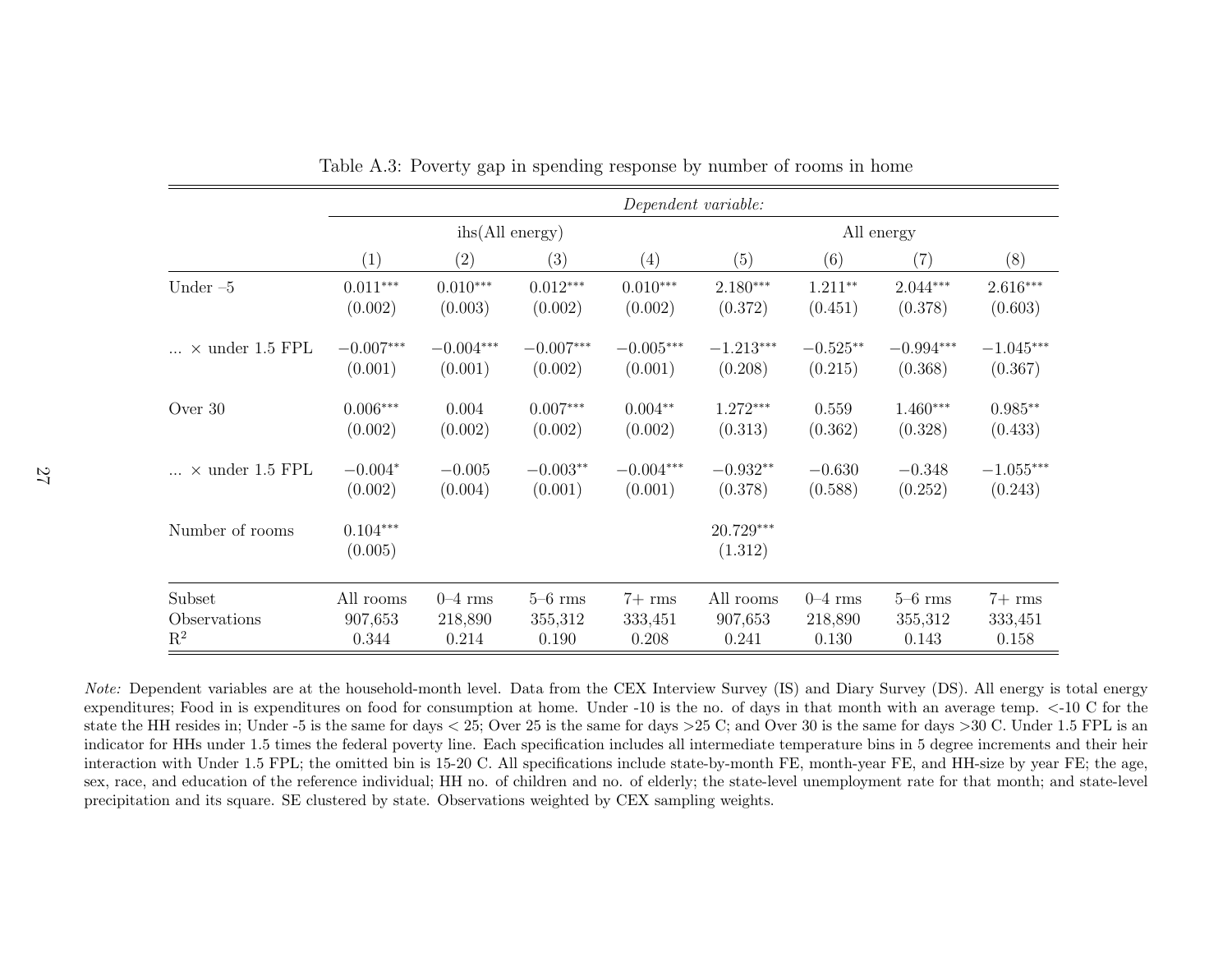Table A.3: Poverty gap in spending response by number of rooms in home

| | *Dependent variable:* | | | | | | | |
|---|---|---|---|---|---|---|---|---|
| | ihs(All energy) | | | | All energy | | | |
| | (1) | (2) | (3) | (4) | (5) | (6) | (7) | (8) |
| Under –5 | 0.011*** | 0.010*** | 0.012*** | 0.010*** | 2.180*** | 1.211** | 2.044*** | 2.616*** |
| | (0.002) | (0.003) | (0.002) | (0.002) | (0.372) | (0.451) | (0.378) | (0.603) |
| ... × under 1.5 FPL | −0.007*** | −0.004*** | −0.007*** | −0.005*** | −1.213*** | −0.525** | −0.994*** | −1.045*** |
| | (0.001) | (0.001) | (0.002) | (0.001) | (0.208) | (0.215) | (0.368) | (0.367) |
| Over 30 | 0.006*** | 0.004 | 0.007*** | 0.004** | 1.272*** | 0.559 | 1.460*** | 0.985** |
| | (0.002) | (0.002) | (0.002) | (0.002) | (0.313) | (0.362) | (0.328) | (0.433) |
| ... × under 1.5 FPL | −0.004* | −0.005 | −0.003** | −0.004*** | −0.932** | −0.630 | −0.348 | −1.055*** |
| | (0.002) | (0.004) | (0.001) | (0.001) | (0.378) | (0.588) | (0.252) | (0.243) |
| Number of rooms | 0.104*** | | | | 20.729*** | | | |
| | (0.005) | | | | (1.312) | | | |
| Subset | All rooms | 0–4 rms | 5–6 rms | 7+ rms | All rooms | 0–4 rms | 5–6 rms | 7+ rms |
| Observations | 907,653 | 218,890 | 355,312 | 333,451 | 907,653 | 218,890 | 355,312 | 333,451 |
| $R^2$ | 0.344 | 0.214 | 0.190 | 0.208 | 0.241 | 0.130 | 0.143 | 0.158 |

*Note:* Dependent variables are at the household-month level. Data from the CEX Interview Survey (IS) and Diary Survey (DS). All energy is total energy expenditures; Food in is expenditures on food for consumption at home. Under -10 is the no. of days in that month with an average temp. <-10 C for the state the HH resides in; Under -5 is the same for days < 25; Over 25 is the same for days >25 C; and Over 30 is the same for days >30 C. Under 1.5 FPL is an indicator for HHs under 1.5 times the federal poverty line. Each specification includes all intermediate temperature bins in 5 degree increments and their heir interaction with Under 1.5 FPL; the omitted bin is 15-20 C. All specifications include state-by-month FE, month-year FE, and HH-size by year FE; the age, sex, race, and education of the reference individual; HH no. of children and no. of elderly; the state-level unemployment rate for that month; and state-level precipitation and its square. SE clustered by state. Observations weighted by CEX sampling weights.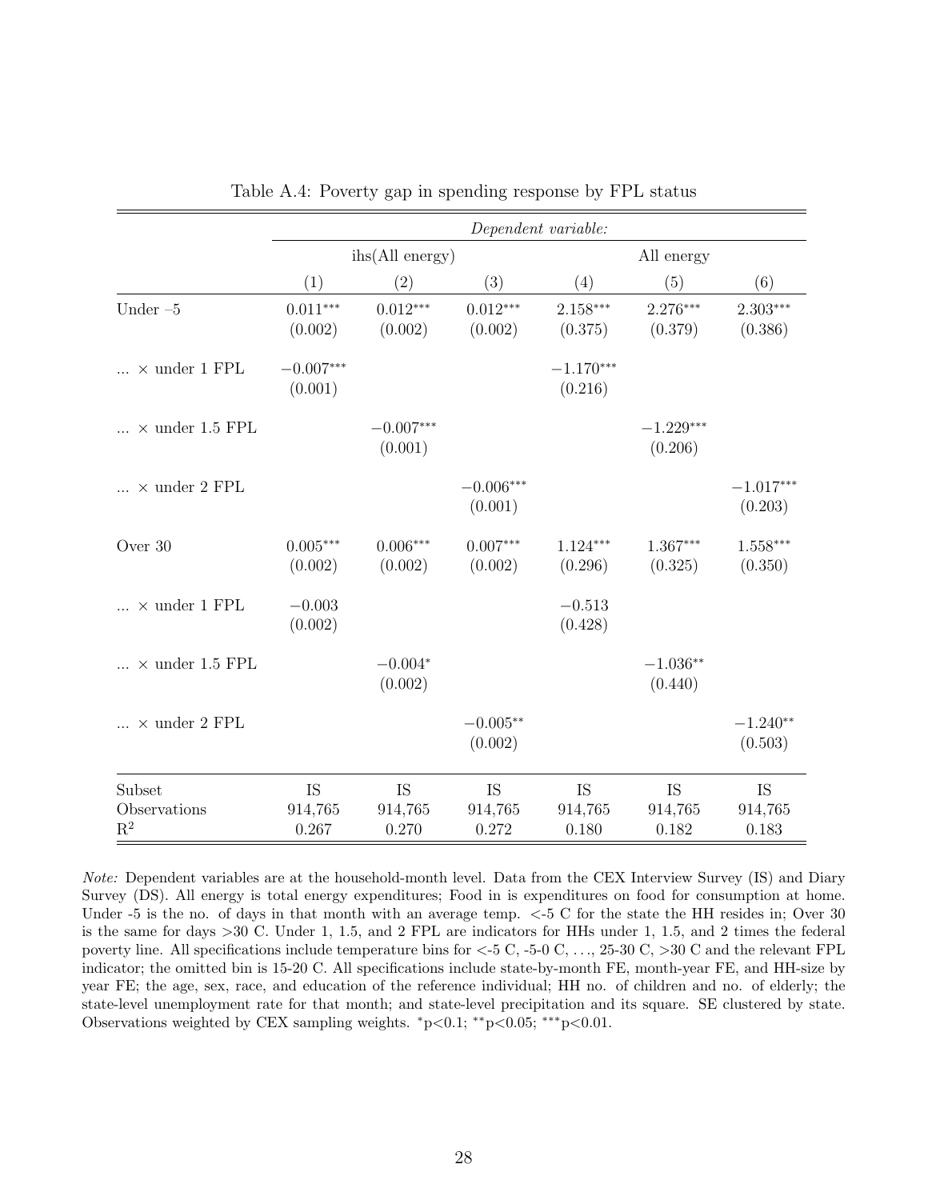Table A.4: Poverty gap in spending response by FPL status

| | *Dependent variable:* | | | | | |
|---|---|---|---|---|---|---|
| | ihs(All energy) | | | All energy | | |
| | (1) | (2) | (3) | (4) | (5) | (6) |
| Under –5 | 0.011*** | 0.012*** | 0.012*** | 2.158*** | 2.276*** | 2.303*** |
| | (0.002) | (0.002) | (0.002) | (0.375) | (0.379) | (0.386) |
| ... × under 1 FPL | −0.007*** | | | −1.170*** | | |
| | (0.001) | | | (0.216) | | |
| ... × under 1.5 FPL | | −0.007*** | | | −1.229*** | |
| | | (0.001) | | | (0.206) | |
| ... × under 2 FPL | | | −0.006*** | | | −1.017*** |
| | | | (0.001) | | | (0.203) |
| Over 30 | 0.005*** | 0.006*** | 0.007*** | 1.124*** | 1.367*** | 1.558*** |
| | (0.002) | (0.002) | (0.002) | (0.296) | (0.325) | (0.350) |
| ... × under 1 FPL | −0.003 | | | −0.513 | | |
| | (0.002) | | | (0.428) | | |
| ... × under 1.5 FPL | | −0.004* | | | −1.036** | |
| | | (0.002) | | | (0.440) | |
| ... × under 2 FPL | | | −0.005** | | | −1.240** |
| | | | (0.002) | | | (0.503) |
| Subset | IS | IS | IS | IS | IS | IS |
| Observations | 914,765 | 914,765 | 914,765 | 914,765 | 914,765 | 914,765 |
| $R^2$ | 0.267 | 0.270 | 0.272 | 0.180 | 0.182 | 0.183 |

*Note:* Dependent variables are at the household-month level. Data from the CEX Interview Survey (IS) and Diary Survey (DS). All energy is total energy expenditures; Food in is expenditures on food for consumption at home. Under -5 is the no. of days in that month with an average temp. <-5 C for the state the HH resides in; Over 30 is the same for days >30 C. Under 1, 1.5, and 2 FPL are indicators for HHs under 1, 1.5, and 2 times the federal poverty line. All specifications include temperature bins for <-5 C, -5-0 C, …, 25-30 C, >30 C and the relevant FPL indicator; the omitted bin is 15-20 C. All specifications include state-by-month FE, month-year FE, and HH-size by year FE; the age, sex, race, and education of the reference individual; HH no. of children and no. of elderly; the state-level unemployment rate for that month; and state-level precipitation and its square. SE clustered by state. Observations weighted by CEX sampling weights. *p<0.1; **p<0.05; ***p<0.01.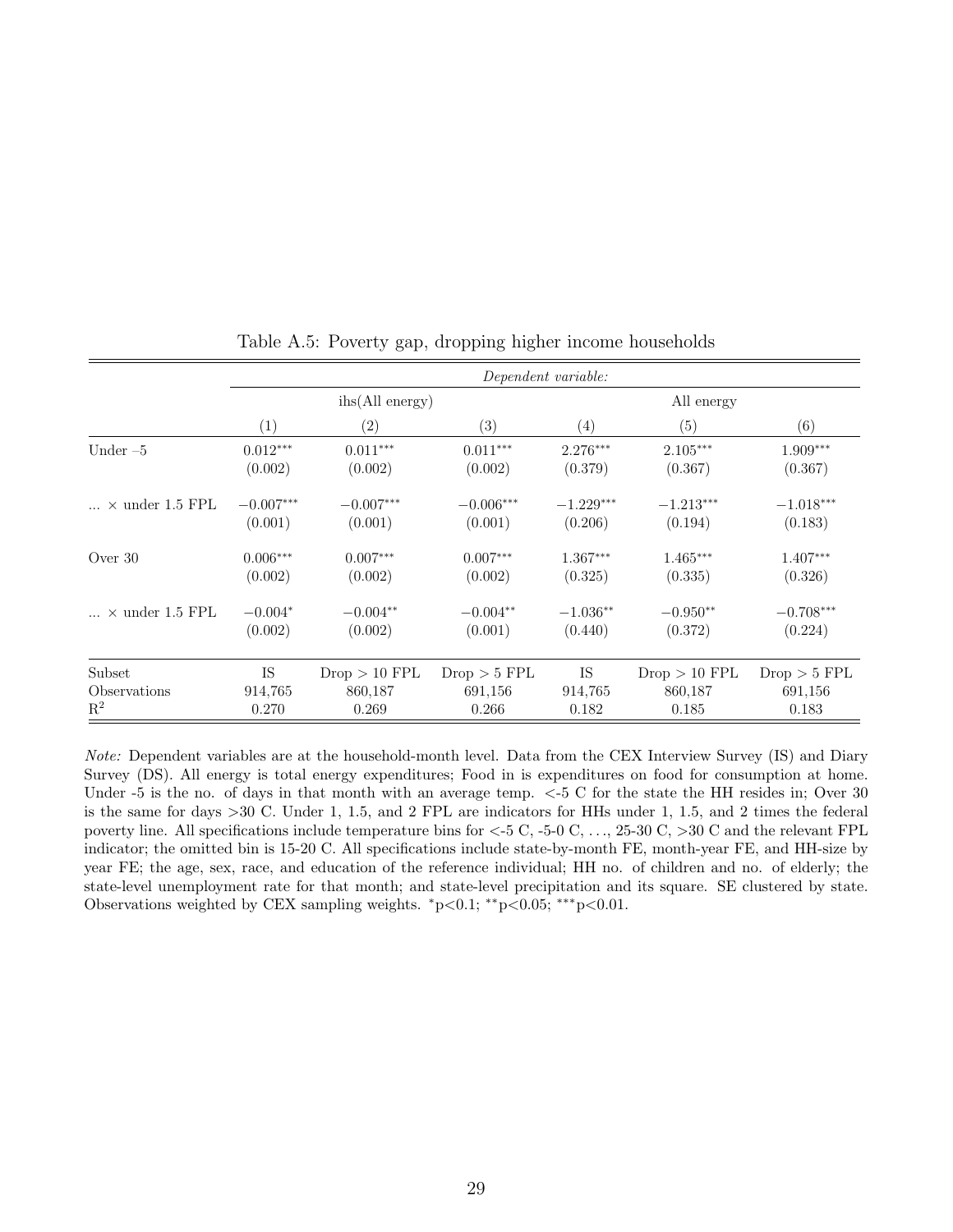Table A.5: Poverty gap, dropping higher income households

| | *Dependent variable:* | | | | | |
|---|---|---|---|---|---|---|
| | ihs(All energy) | | | All energy | | |
| | (1) | (2) | (3) | (4) | (5) | (6) |
| Under –5 | 0.012*** | 0.011*** | 0.011*** | 2.276*** | 2.105*** | 1.909*** |
| | (0.002) | (0.002) | (0.002) | (0.379) | (0.367) | (0.367) |
| ... × under 1.5 FPL | −0.007*** | −0.007*** | −0.006*** | −1.229*** | −1.213*** | −1.018*** |
| | (0.001) | (0.001) | (0.001) | (0.206) | (0.194) | (0.183) |
| Over 30 | 0.006*** | 0.007*** | 0.007*** | 1.367*** | 1.465*** | 1.407*** |
| | (0.002) | (0.002) | (0.002) | (0.325) | (0.335) | (0.326) |
| ... × under 1.5 FPL | −0.004* | −0.004** | −0.004** | −1.036** | −0.950** | −0.708*** |
| | (0.002) | (0.002) | (0.001) | (0.440) | (0.372) | (0.224) |
| Subset | IS | Drop > 10 FPL | Drop > 5 FPL | IS | Drop > 10 FPL | Drop > 5 FPL |
| Observations | 914,765 | 860,187 | 691,156 | 914,765 | 860,187 | 691,156 |
| $R^2$ | 0.270 | 0.269 | 0.266 | 0.182 | 0.185 | 0.183 |

*Note:* Dependent variables are at the household-month level. Data from the CEX Interview Survey (IS) and Diary Survey (DS). All energy is total energy expenditures; Food in is expenditures on food for consumption at home. Under -5 is the no. of days in that month with an average temp. <-5 C for the state the HH resides in; Over 30 is the same for days >30 C. Under 1, 1.5, and 2 FPL are indicators for HHs under 1, 1.5, and 2 times the federal poverty line. All specifications include temperature bins for <-5 C, -5-0 C, ..., 25-30 C, >30 C and the relevant FPL indicator; the omitted bin is 15-20 C. All specifications include state-by-month FE, month-year FE, and HH-size by year FE; the age, sex, race, and education of the reference individual; HH no. of children and no. of elderly; the state-level unemployment rate for that month; and state-level precipitation and its square. SE clustered by state. Observations weighted by CEX sampling weights. *p<0.1; **p<0.05; ***p<0.01.